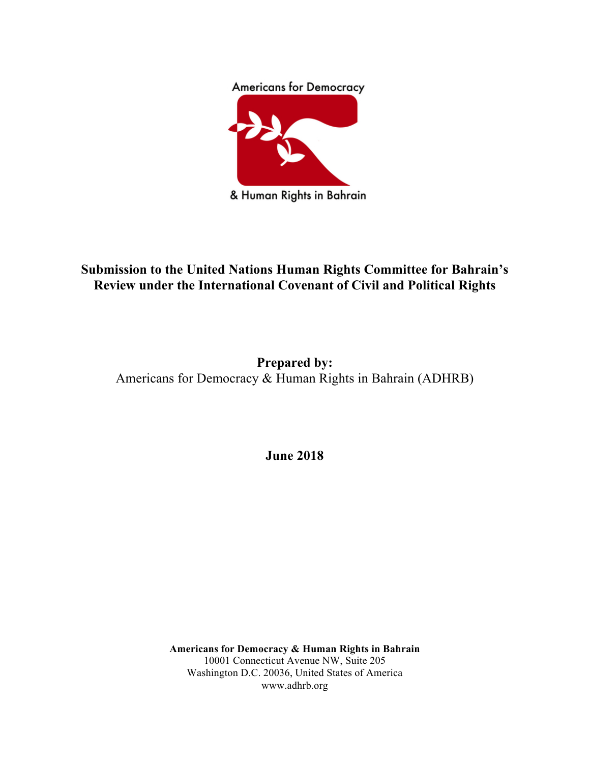Americans for Democracy

& Human Rights in Bahrain

# Submission to the United Nations Human Rights Committee for Bahrain's Review under the International Covenant of Civil and Political Rights

**Prepared by:**

Americans for Democracy & Human Rights in Bahrain (ADHRB)

**June 2018**

**Americans for Democracy & Human Rights in Bahrain**
10001 Connecticut Avenue NW, Suite 205
Washington D.C. 20036, United States of America
www.adhrb.org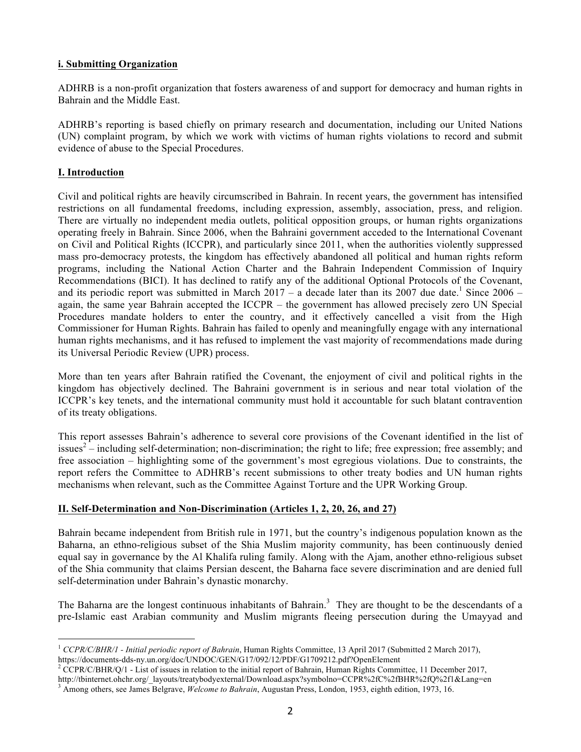## i. Submitting Organization

ADHRB is a non-profit organization that fosters awareness of and support for democracy and human rights in Bahrain and the Middle East.

ADHRB's reporting is based chiefly on primary research and documentation, including our United Nations (UN) complaint program, by which we work with victims of human rights violations to record and submit evidence of abuse to the Special Procedures.

## I. Introduction

Civil and political rights are heavily circumscribed in Bahrain. In recent years, the government has intensified restrictions on all fundamental freedoms, including expression, assembly, association, press, and religion. There are virtually no independent media outlets, political opposition groups, or human rights organizations operating freely in Bahrain. Since 2006, when the Bahraini government acceded to the International Covenant on Civil and Political Rights (ICCPR), and particularly since 2011, when the authorities violently suppressed mass pro-democracy protests, the kingdom has effectively abandoned all political and human rights reform programs, including the National Action Charter and the Bahrain Independent Commission of Inquiry Recommendations (BICI). It has declined to ratify any of the additional Optional Protocols of the Covenant, and its periodic report was submitted in March 2017 – a decade later than its 2007 due date.[1] Since 2006 – again, the same year Bahrain accepted the ICCPR – the government has allowed precisely zero UN Special Procedures mandate holders to enter the country, and it effectively cancelled a visit from the High Commissioner for Human Rights. Bahrain has failed to openly and meaningfully engage with any international human rights mechanisms, and it has refused to implement the vast majority of recommendations made during its Universal Periodic Review (UPR) process.

More than ten years after Bahrain ratified the Covenant, the enjoyment of civil and political rights in the kingdom has objectively declined. The Bahraini government is in serious and near total violation of the ICCPR's key tenets, and the international community must hold it accountable for such blatant contravention of its treaty obligations.

This report assesses Bahrain's adherence to several core provisions of the Covenant identified in the list of issues[2] – including self-determination; non-discrimination; the right to life; free expression; free assembly; and free association – highlighting some of the government's most egregious violations. Due to constraints, the report refers the Committee to ADHRB's recent submissions to other treaty bodies and UN human rights mechanisms when relevant, such as the Committee Against Torture and the UPR Working Group.

## II. Self-Determination and Non-Discrimination (Articles 1, 2, 20, 26, and 27)

Bahrain became independent from British rule in 1971, but the country's indigenous population known as the Baharna, an ethno-religious subset of the Shia Muslim majority community, has been continuously denied equal say in governance by the Al Khalifa ruling family. Along with the Ajam, another ethno-religious subset of the Shia community that claims Persian descent, the Baharna face severe discrimination and are denied full self-determination under Bahrain's dynastic monarchy.

The Baharna are the longest continuous inhabitants of Bahrain.[3] They are thought to be the descendants of a pre-Islamic east Arabian community and Muslim migrants fleeing persecution during the Umayyad and

---

[1] *CCPR/C/BHR/1 - Initial periodic report of Bahrain*, Human Rights Committee, 13 April 2017 (Submitted 2 March 2017), https://documents-dds-ny.un.org/doc/UNDOC/GEN/G17/092/12/PDF/G1709212.pdf?OpenElement

[2] CCPR/C/BHR/Q/1 - List of issues in relation to the initial report of Bahrain, Human Rights Committee, 11 December 2017, http://tbinternet.ohchr.org/_layouts/treatybodyexternal/Download.aspx?symbolno=CCPR%2fC%2fBHR%2fQ%2f1&Lang=en

[3] Among others, see James Belgrave, *Welcome to Bahrain*, Augustan Press, London, 1953, eighth edition, 1973, 16.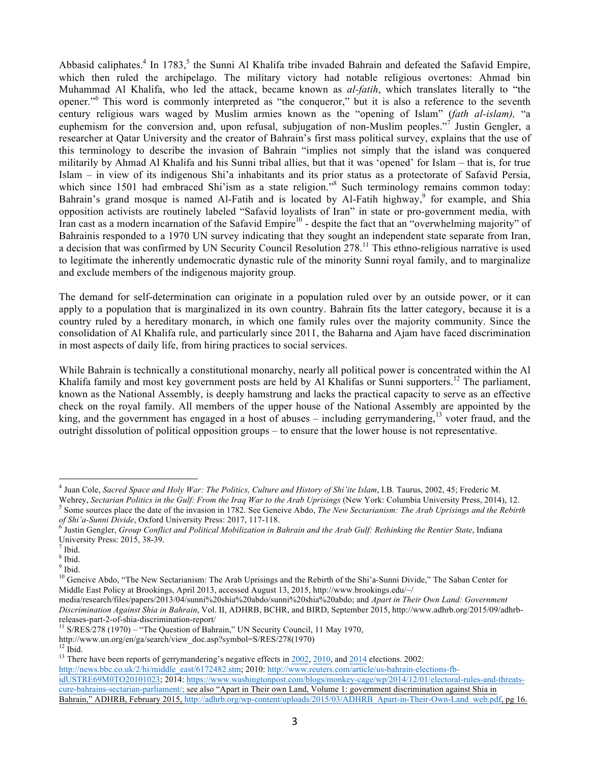Abbasid caliphates.[4] In 1783,[5] the Sunni Al Khalifa tribe invaded Bahrain and defeated the Safavid Empire, which then ruled the archipelago. The military victory had notable religious overtones: Ahmad bin Muhammad Al Khalifa, who led the attack, became known as *al-fatih*, which translates literally to "the opener."[6] This word is commonly interpreted as "the conqueror," but it is also a reference to the seventh century religious wars waged by Muslim armies known as the "opening of Islam" (*fath al-islam),* "a euphemism for the conversion and, upon refusal, subjugation of non-Muslim peoples."[7] Justin Gengler, a researcher at Qatar University and the creator of Bahrain's first mass political survey, explains that the use of this terminology to describe the invasion of Bahrain "implies not simply that the island was conquered militarily by Ahmad Al Khalifa and his Sunni tribal allies, but that it was 'opened' for Islam – that is, for true Islam – in view of its indigenous Shi'a inhabitants and its prior status as a protectorate of Safavid Persia, which since 1501 had embraced Shi'ism as a state religion."[8] Such terminology remains common today: Bahrain's grand mosque is named Al-Fatih and is located by Al-Fatih highway,[9] for example, and Shia opposition activists are routinely labeled "Safavid loyalists of Iran" in state or pro-government media, with Iran cast as a modern incarnation of the Safavid Empire[10] - despite the fact that an "overwhelming majority" of Bahrainis responded to a 1970 UN survey indicating that they sought an independent state separate from Iran, a decision that was confirmed by UN Security Council Resolution 278.[11] This ethno-religious narrative is used to legitimate the inherently undemocratic dynastic rule of the minority Sunni royal family, and to marginalize and exclude members of the indigenous majority group.

The demand for self-determination can originate in a population ruled over by an outside power, or it can apply to a population that is marginalized in its own country. Bahrain fits the latter category, because it is a country ruled by a hereditary monarch, in which one family rules over the majority community. Since the consolidation of Al Khalifa rule, and particularly since 2011, the Baharna and Ajam have faced discrimination in most aspects of daily life, from hiring practices to social services.

While Bahrain is technically a constitutional monarchy, nearly all political power is concentrated within the Al Khalifa family and most key government posts are held by Al Khalifas or Sunni supporters.[12] The parliament, known as the National Assembly, is deeply hamstrung and lacks the practical capacity to serve as an effective check on the royal family. All members of the upper house of the National Assembly are appointed by the king, and the government has engaged in a host of abuses – including gerrymandering,[13] voter fraud, and the outright dissolution of political opposition groups – to ensure that the lower house is not representative.

---

[4] Juan Cole, *Sacred Space and Holy War: The Politics, Culture and History of Shi'ite Islam*, I.B. Taurus, 2002, 45; Frederic M. Wehrey, *Sectarian Politics in the Gulf: From the Iraq War to the Arab Uprisings* (New York: Columbia University Press, 2014), 12.

[5] Some sources place the date of the invasion in 1782. See Geneive Abdo, *The New Sectarianism: The Arab Uprisings and the Rebirth of Shi'a-Sunni Divide*, Oxford University Press: 2017, 117-118.

[6] Justin Gengler, *Group Conflict and Political Mobilization in Bahrain and the Arab Gulf: Rethinking the Rentier State*, Indiana University Press: 2015, 38-39.

[7] Ibid.

[8] Ibid.

[9] Ibid.

[10] Geneive Abdo, "The New Sectarianism: The Arab Uprisings and the Rebirth of the Shi'a-Sunni Divide," The Saban Center for Middle East Policy at Brookings, April 2013, accessed August 13, 2015, http://www.brookings.edu/~/media/research/files/papers/2013/04/sunni%20shia%20abdo/sunni%20shia%20abdo; and *Apart in Their Own Land: Government Discrimination Against Shia in Bahrain*, Vol. II, ADHRB, BCHR, and BIRD, September 2015, http://www.adhrb.org/2015/09/adhrb-releases-part-2-of-shia-discrimination-report/

[11] S/RES/278 (1970) – "The Question of Bahrain," UN Security Council, 11 May 1970, http://www.un.org/en/ga/search/view_doc.asp?symbol=S/RES/278(1970)

[12] Ibid.

[13] There have been reports of gerrymandering's negative effects in 2002, 2010, and 2014 elections. 2002: http://news.bbc.co.uk/2/hi/middle_east/6172482.stm; 2010: http://www.reuters.com/article/us-bahrain-elections-fb-idUSTRE69M0TO20101023; 2014: https://www.washingtonpost.com/blogs/monkey-cage/wp/2014/12/01/electoral-rules-and-threats-cure-bahrains-sectarian-parliament/; see also "Apart in Their own Land, Volume 1: government discrimination against Shia in Bahrain," ADHRB, February 2015, http://adhrb.org/wp-content/uploads/2015/03/ADHRB_Apart-in-Their-Own-Land_web.pdf, pg 16.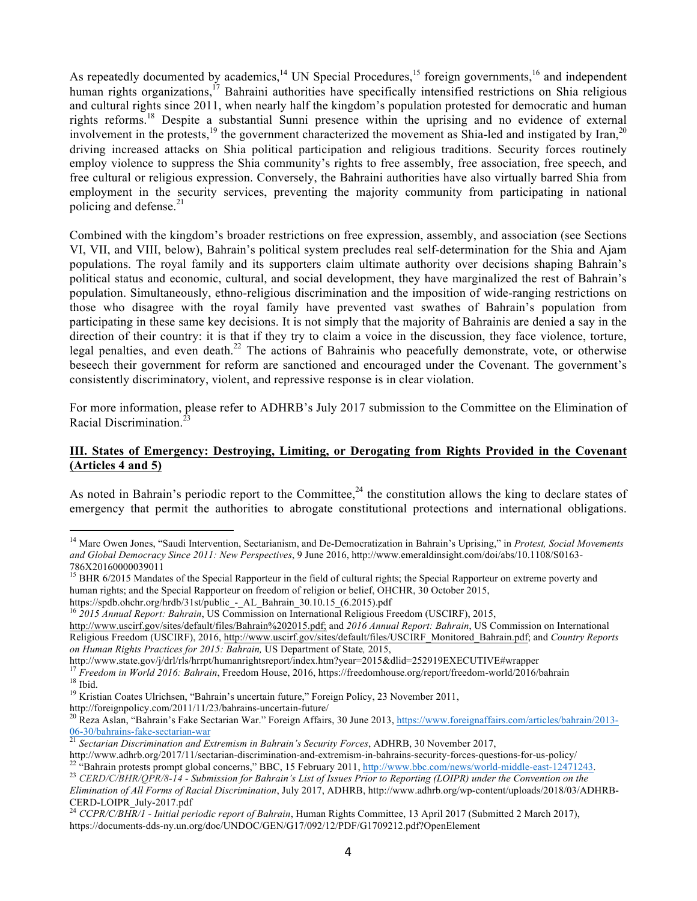As repeatedly documented by academics,[14] UN Special Procedures,[15] foreign governments,[16] and independent human rights organizations,[17] Bahraini authorities have specifically intensified restrictions on Shia religious and cultural rights since 2011, when nearly half the kingdom's population protested for democratic and human rights reforms.[18] Despite a substantial Sunni presence within the uprising and no evidence of external involvement in the protests,[19] the government characterized the movement as Shia-led and instigated by Iran,[20] driving increased attacks on Shia political participation and religious traditions. Security forces routinely employ violence to suppress the Shia community's rights to free assembly, free association, free speech, and free cultural or religious expression. Conversely, the Bahraini authorities have also virtually barred Shia from employment in the security services, preventing the majority community from participating in national policing and defense.[21]

Combined with the kingdom's broader restrictions on free expression, assembly, and association (see Sections VI, VII, and VIII, below), Bahrain's political system precludes real self-determination for the Shia and Ajam populations. The royal family and its supporters claim ultimate authority over decisions shaping Bahrain's political status and economic, cultural, and social development, they have marginalized the rest of Bahrain's population. Simultaneously, ethno-religious discrimination and the imposition of wide-ranging restrictions on those who disagree with the royal family have prevented vast swathes of Bahrain's population from participating in these same key decisions. It is not simply that the majority of Bahrainis are denied a say in the direction of their country: it is that if they try to claim a voice in the discussion, they face violence, torture, legal penalties, and even death.[22] The actions of Bahrainis who peacefully demonstrate, vote, or otherwise beseech their government for reform are sanctioned and encouraged under the Covenant. The government's consistently discriminatory, violent, and repressive response is in clear violation.

For more information, please refer to ADHRB's July 2017 submission to the Committee on the Elimination of Racial Discrimination.[23]

## <u>III. States of Emergency: Destroying, Limiting, or Derogating from Rights Provided in the Covenant (Articles 4 and 5)</u>

As noted in Bahrain's periodic report to the Committee,[24] the constitution allows the king to declare states of emergency that permit the authorities to abrogate constitutional protections and international obligations.

---

[14] Marc Owen Jones, "Saudi Intervention, Sectarianism, and De-Democratization in Bahrain's Uprising," in *Protest, Social Movements and Global Democracy Since 2011: New Perspectives*, 9 June 2016, http://www.emeraldinsight.com/doi/abs/10.1108/S0163-786X20160000039011

[15] BHR 6/2015 Mandates of the Special Rapporteur in the field of cultural rights; the Special Rapporteur on extreme poverty and human rights; and the Special Rapporteur on freedom of religion or belief, OHCHR, 30 October 2015, https://spdb.ohchr.org/hrdb/31st/public_-_AL_Bahrain_30.10.15_(6.2015).pdf

[16] *2015 Annual Report: Bahrain*, US Commission on International Religious Freedom (USCIRF), 2015, http://www.uscirf.gov/sites/default/files/Bahrain%202015.pdf; and *2016 Annual Report: Bahrain*, US Commission on International Religious Freedom (USCIRF), 2016, http://www.uscirf.gov/sites/default/files/USCIRF_Monitored_Bahrain.pdf; and *Country Reports on Human Rights Practices for 2015: Bahrain,* US Department of State*,* 2015, http://www.state.gov/j/drl/rls/hrrpt/humanrightsreport/index.htm?year=2015&dlid=252919EXECUTIVE#wrapper

[17] *Freedom in World 2016: Bahrain*, Freedom House, 2016, https://freedomhouse.org/report/freedom-world/2016/bahrain

[18] Ibid.

[19] Kristian Coates Ulrichsen, "Bahrain's uncertain future," Foreign Policy, 23 November 2011, http://foreignpolicy.com/2011/11/23/bahrains-uncertain-future/

[20] Reza Aslan, "Bahrain's Fake Sectarian War." Foreign Affairs, 30 June 2013, https://www.foreignaffairs.com/articles/bahrain/2013-06-30/bahrains-fake-sectarian-war

[21] *Sectarian Discrimination and Extremism in Bahrain's Security Forces*, ADHRB, 30 November 2017, http://www.adhrb.org/2017/11/sectarian-discrimination-and-extremism-in-bahrains-security-forces-questions-for-us-policy/

[22] "Bahrain protests prompt global concerns," BBC, 15 February 2011, http://www.bbc.com/news/world-middle-east-12471243.

[23] *CERD/C/BHR/QPR/8-14 - Submission for Bahrain's List of Issues Prior to Reporting (LOIPR) under the Convention on the Elimination of All Forms of Racial Discrimination*, July 2017, ADHRB, http://www.adhrb.org/wp-content/uploads/2018/03/ADHRB-CERD-LOIPR_July-2017.pdf

[24] *CCPR/C/BHR/1 - Initial periodic report of Bahrain*, Human Rights Committee, 13 April 2017 (Submitted 2 March 2017), https://documents-dds-ny.un.org/doc/UNDOC/GEN/G17/092/12/PDF/G1709212.pdf?OpenElement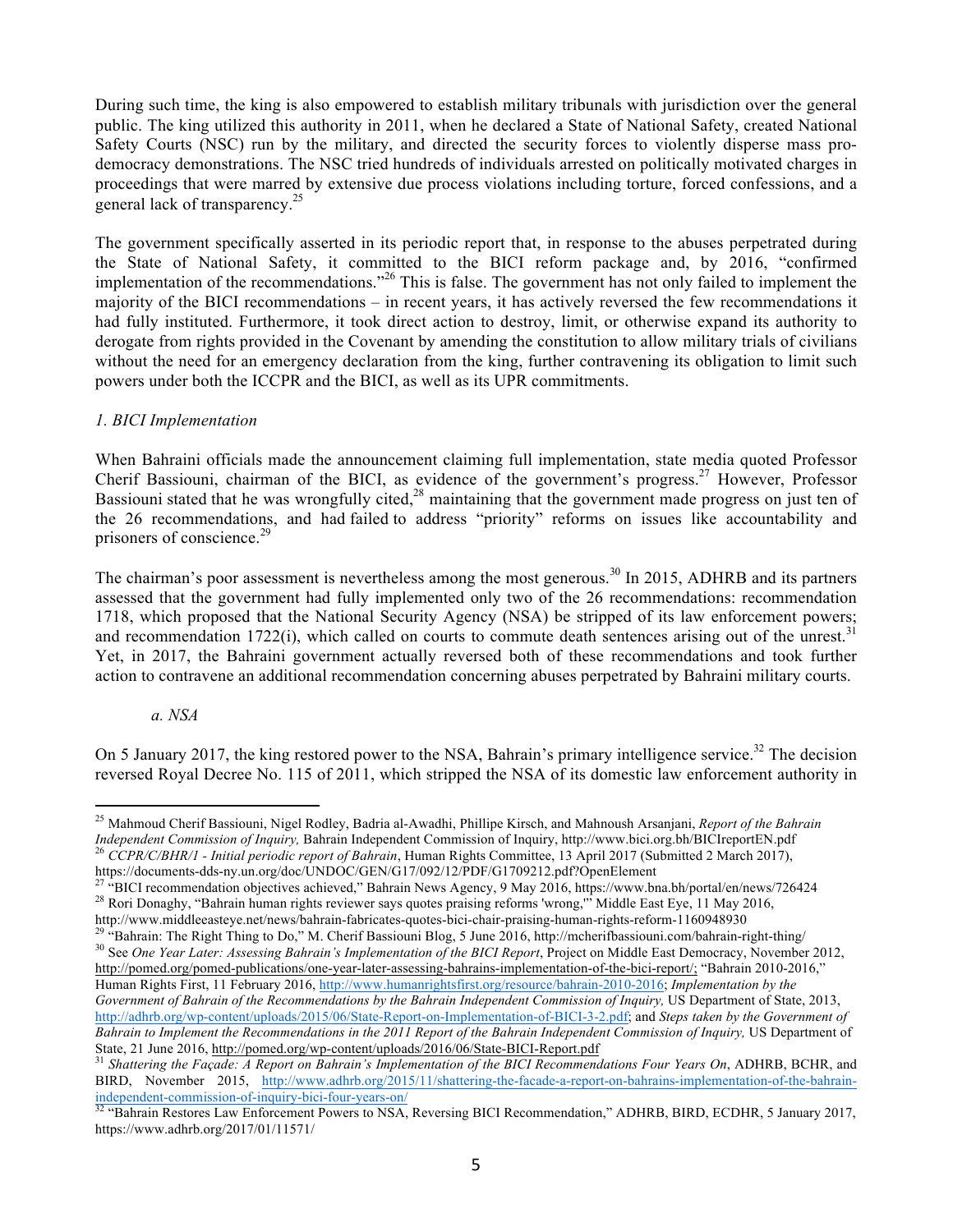During such time, the king is also empowered to establish military tribunals with jurisdiction over the general public. The king utilized this authority in 2011, when he declared a State of National Safety, created National Safety Courts (NSC) run by the military, and directed the security forces to violently disperse mass pro-democracy demonstrations. The NSC tried hundreds of individuals arrested on politically motivated charges in proceedings that were marred by extensive due process violations including torture, forced confessions, and a general lack of transparency.[25]

The government specifically asserted in its periodic report that, in response to the abuses perpetrated during the State of National Safety, it committed to the BICI reform package and, by 2016, "confirmed implementation of the recommendations."[26] This is false. The government has not only failed to implement the majority of the BICI recommendations – in recent years, it has actively reversed the few recommendations it had fully instituted. Furthermore, it took direct action to destroy, limit, or otherwise expand its authority to derogate from rights provided in the Covenant by amending the constitution to allow military trials of civilians without the need for an emergency declaration from the king, further contravening its obligation to limit such powers under both the ICCPR and the BICI, as well as its UPR commitments.

*1. BICI Implementation*

When Bahraini officials made the announcement claiming full implementation, state media quoted Professor Cherif Bassiouni, chairman of the BICI, as evidence of the government's progress.[27] However, Professor Bassiouni stated that he was wrongfully cited,[28] maintaining that the government made progress on just ten of the 26 recommendations, and had failed to address "priority" reforms on issues like accountability and prisoners of conscience.[29]

The chairman's poor assessment is nevertheless among the most generous.[30] In 2015, ADHRB and its partners assessed that the government had fully implemented only two of the 26 recommendations: recommendation 1718, which proposed that the National Security Agency (NSA) be stripped of its law enforcement powers; and recommendation 1722(i), which called on courts to commute death sentences arising out of the unrest.[31] Yet, in 2017, the Bahraini government actually reversed both of these recommendations and took further action to contravene an additional recommendation concerning abuses perpetrated by Bahraini military courts.

*a. NSA*

On 5 January 2017, the king restored power to the NSA, Bahrain's primary intelligence service.[32] The decision reversed Royal Decree No. 115 of 2011, which stripped the NSA of its domestic law enforcement authority in

---

[25] Mahmoud Cherif Bassiouni, Nigel Rodley, Badria al-Awadhi, Phillipe Kirsch, and Mahnoush Arsanjani, *Report of the Bahrain Independent Commission of Inquiry,* Bahrain Independent Commission of Inquiry, http://www.bici.org.bh/BICIreportEN.pdf

[26] *CCPR/C/BHR/1 - Initial periodic report of Bahrain*, Human Rights Committee, 13 April 2017 (Submitted 2 March 2017), https://documents-dds-ny.un.org/doc/UNDOC/GEN/G17/092/12/PDF/G1709212.pdf?OpenElement

[27] "BICI recommendation objectives achieved," Bahrain News Agency, 9 May 2016, https://www.bna.bh/portal/en/news/726424

[28] Rori Donaghy, "Bahrain human rights reviewer says quotes praising reforms 'wrong,'" Middle East Eye, 11 May 2016, http://www.middleeasteye.net/news/bahrain-fabricates-quotes-bici-chair-praising-human-rights-reform-1160948930

[29] "Bahrain: The Right Thing to Do," M. Cherif Bassiouni Blog, 5 June 2016, http://mcherifbassiouni.com/bahrain-right-thing/

[30] See *One Year Later: Assessing Bahrain's Implementation of the BICI Report*, Project on Middle East Democracy, November 2012, http://pomed.org/pomed-publications/one-year-later-assessing-bahrains-implementation-of-the-bici-report/; "Bahrain 2010-2016," Human Rights First, 11 February 2016, http://www.humanrightsfirst.org/resource/bahrain-2010-2016; *Implementation by the Government of Bahrain of the Recommendations by the Bahrain Independent Commission of Inquiry,* US Department of State, 2013, http://adhrb.org/wp-content/uploads/2015/06/State-Report-on-Implementation-of-BICI-3-2.pdf; and *Steps taken by the Government of Bahrain to Implement the Recommendations in the 2011 Report of the Bahrain Independent Commission of Inquiry,* US Department of State, 21 June 2016, http://pomed.org/wp-content/uploads/2016/06/State-BICI-Report.pdf

[31] *Shattering the Façade: A Report on Bahrain's Implementation of the BICI Recommendations Four Years On*, ADHRB, BCHR, and BIRD, November 2015, http://www.adhrb.org/2015/11/shattering-the-facade-a-report-on-bahrains-implementation-of-the-bahrain-independent-commission-of-inquiry-bici-four-years-on/

[32] "Bahrain Restores Law Enforcement Powers to NSA, Reversing BICI Recommendation," ADHRB, BIRD, ECDHR, 5 January 2017, https://www.adhrb.org/2017/01/11571/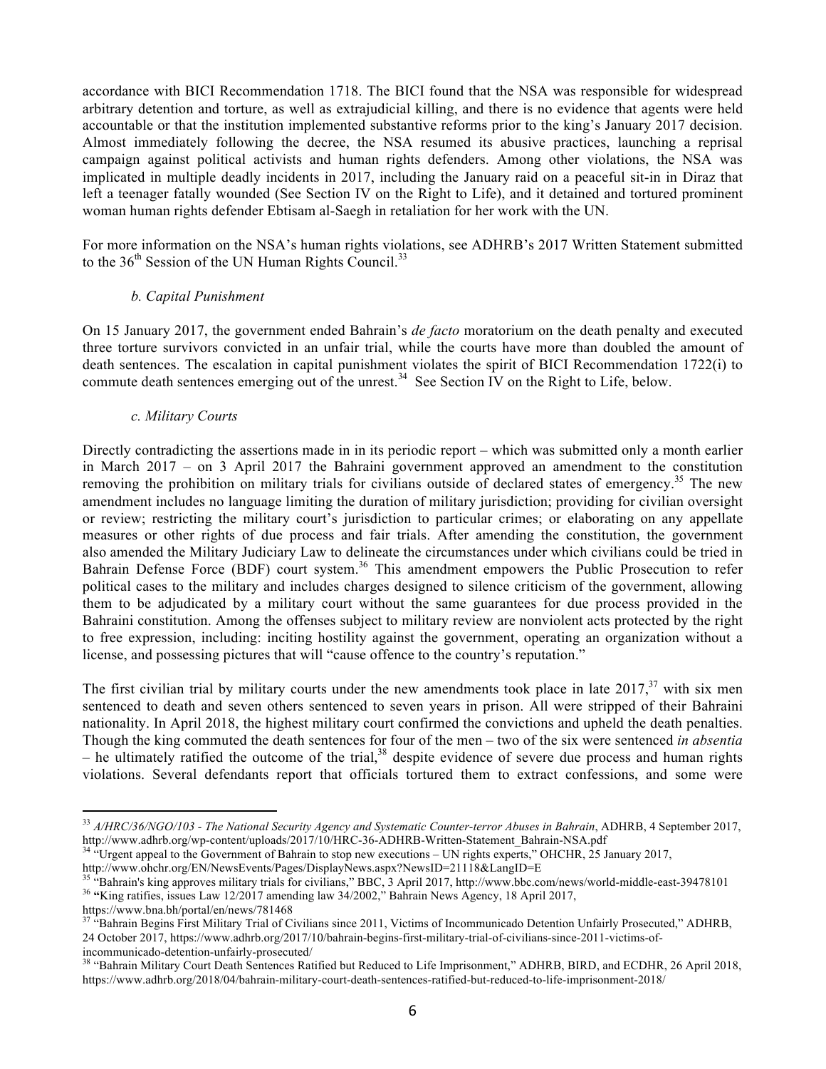accordance with BICI Recommendation 1718. The BICI found that the NSA was responsible for widespread arbitrary detention and torture, as well as extrajudicial killing, and there is no evidence that agents were held accountable or that the institution implemented substantive reforms prior to the king's January 2017 decision. Almost immediately following the decree, the NSA resumed its abusive practices, launching a reprisal campaign against political activists and human rights defenders. Among other violations, the NSA was implicated in multiple deadly incidents in 2017, including the January raid on a peaceful sit-in in Diraz that left a teenager fatally wounded (See Section IV on the Right to Life), and it detained and tortured prominent woman human rights defender Ebtisam al-Saegh in retaliation for her work with the UN.

For more information on the NSA's human rights violations, see ADHRB's 2017 Written Statement submitted to the 36th Session of the UN Human Rights Council.[33]

### *b. Capital Punishment*

On 15 January 2017, the government ended Bahrain's *de facto* moratorium on the death penalty and executed three torture survivors convicted in an unfair trial, while the courts have more than doubled the amount of death sentences. The escalation in capital punishment violates the spirit of BICI Recommendation 1722(i) to commute death sentences emerging out of the unrest.[34] See Section IV on the Right to Life, below.

### *c. Military Courts*

Directly contradicting the assertions made in in its periodic report – which was submitted only a month earlier in March 2017 – on 3 April 2017 the Bahraini government approved an amendment to the constitution removing the prohibition on military trials for civilians outside of declared states of emergency.[35] The new amendment includes no language limiting the duration of military jurisdiction; providing for civilian oversight or review; restricting the military court's jurisdiction to particular crimes; or elaborating on any appellate measures or other rights of due process and fair trials. After amending the constitution, the government also amended the Military Judiciary Law to delineate the circumstances under which civilians could be tried in Bahrain Defense Force (BDF) court system.[36] This amendment empowers the Public Prosecution to refer political cases to the military and includes charges designed to silence criticism of the government, allowing them to be adjudicated by a military court without the same guarantees for due process provided in the Bahraini constitution. Among the offenses subject to military review are nonviolent acts protected by the right to free expression, including: inciting hostility against the government, operating an organization without a license, and possessing pictures that will "cause offence to the country's reputation."

The first civilian trial by military courts under the new amendments took place in late 2017,[37] with six men sentenced to death and seven others sentenced to seven years in prison. All were stripped of their Bahraini nationality. In April 2018, the highest military court confirmed the convictions and upheld the death penalties. Though the king commuted the death sentences for four of the men – two of the six were sentenced *in absentia* – he ultimately ratified the outcome of the trial,[38] despite evidence of severe due process and human rights violations. Several defendants report that officials tortured them to extract confessions, and some were

---

[33] *A/HRC/36/NGO/103 - The National Security Agency and Systematic Counter-terror Abuses in Bahrain*, ADHRB, 4 September 2017, http://www.adhrb.org/wp-content/uploads/2017/10/HRC-36-ADHRB-Written-Statement_Bahrain-NSA.pdf

[34] "Urgent appeal to the Government of Bahrain to stop new executions – UN rights experts," OHCHR, 25 January 2017, http://www.ohchr.org/EN/NewsEvents/Pages/DisplayNews.aspx?NewsID=21118&LangID=E

[35] "Bahrain's king approves military trials for civilians," BBC, 3 April 2017, http://www.bbc.com/news/world-middle-east-39478101

[36] **"**King ratifies, issues Law 12/2017 amending law 34/2002," Bahrain News Agency, 18 April 2017, https://www.bna.bh/portal/en/news/781468

[37] "Bahrain Begins First Military Trial of Civilians since 2011, Victims of Incommunicado Detention Unfairly Prosecuted," ADHRB, 24 October 2017, https://www.adhrb.org/2017/10/bahrain-begins-first-military-trial-of-civilians-since-2011-victims-of-incommunicado-detention-unfairly-prosecuted/

[38] "Bahrain Military Court Death Sentences Ratified but Reduced to Life Imprisonment," ADHRB, BIRD, and ECDHR, 26 April 2018, https://www.adhrb.org/2018/04/bahrain-military-court-death-sentences-ratified-but-reduced-to-life-imprisonment-2018/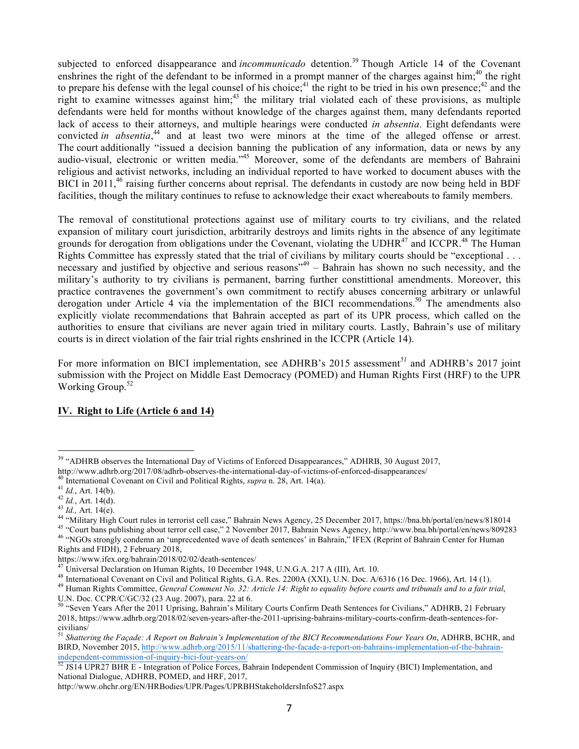subjected to enforced disappearance and *incommunicado* detention.[39] Though Article 14 of the Covenant enshrines the right of the defendant to be informed in a prompt manner of the charges against him;[40] the right to prepare his defense with the legal counsel of his choice;[41] the right to be tried in his own presence;[42] and the right to examine witnesses against him;[43] the military trial violated each of these provisions, as multiple defendants were held for months without knowledge of the charges against them, many defendants reported lack of access to their attorneys, and multiple hearings were conducted *in absentia*. Eight defendants were convicted *in absentia*,[44] and at least two were minors at the time of the alleged offense or arrest. The court additionally "issued a decision banning the publication of any information, data or news by any audio-visual, electronic or written media."[45] Moreover, some of the defendants are members of Bahraini religious and activist networks, including an individual reported to have worked to document abuses with the BICI in 2011,[46] raising further concerns about reprisal. The defendants in custody are now being held in BDF facilities, though the military continues to refuse to acknowledge their exact whereabouts to family members.

The removal of constitutional protections against use of military courts to try civilians, and the related expansion of military court jurisdiction, arbitrarily destroys and limits rights in the absence of any legitimate grounds for derogation from obligations under the Covenant, violating the UDHR[47] and ICCPR.[48] The Human Rights Committee has expressly stated that the trial of civilians by military courts should be "exceptional . . . necessary and justified by objective and serious reasons"[49] – Bahrain has shown no such necessity, and the military's authority to try civilians is permanent, barring further constitutional amendments. Moreover, this practice contravenes the government's own commitment to rectify abuses concerning arbitrary or unlawful derogation under Article 4 via the implementation of the BICI recommendations.[50] The amendments also explicitly violate recommendations that Bahrain accepted as part of its UPR process, which called on the authorities to ensure that civilians are never again tried in military courts. Lastly, Bahrain's use of military courts is in direct violation of the fair trial rights enshrined in the ICCPR (Article 14).

For more information on BICI implementation, see ADHRB's 2015 assessment[51] and ADHRB's 2017 joint submission with the Project on Middle East Democracy (POMED) and Human Rights First (HRF) to the UPR Working Group.[52]

## IV. Right to Life (Article 6 and 14)

---

[39] "ADHRB observes the International Day of Victims of Enforced Disappearances," ADHRB, 30 August 2017, http://www.adhrb.org/2017/08/adhrb-observes-the-international-day-of-victims-of-enforced-disappearances/

[40] International Covenant on Civil and Political Rights, *supra* n. 28, Art. 14(a).

[41] *Id.*, Art. 14(b).

[42] *Id.*, Art. 14(d).

[43] *Id.,* Art. 14(e).

[44] "Military High Court rules in terrorist cell case," Bahrain News Agency, 25 December 2017, https://bna.bh/portal/en/news/818014

[45] "Court bans publishing about terror cell case," 2 November 2017, Bahrain News Agency, http://www.bna.bh/portal/en/news/809283

[46] "NGOs strongly condemn an 'unprecedented wave of death sentences' in Bahrain," IFEX (Reprint of Bahrain Center for Human Rights and FIDH), 2 February 2018, https://www.ifex.org/bahrain/2018/02/02/death-sentences/

[47] Universal Declaration on Human Rights, 10 December 1948, U.N.G.A. 217 A (III), Art. 10.

[48] International Covenant on Civil and Political Rights, G.A. Res. 2200A (XXI), U.N. Doc. A/6316 (16 Dec. 1966), Art. 14 (1).

[49] Human Rights Committee, *General Comment No. 32: Article 14: Right to equality before courts and tribunals and to a fair trial*, U.N. Doc. CCPR/C/GC/32 (23 Aug. 2007), para. 22 at 6.

[50] "Seven Years After the 2011 Uprising, Bahrain's Military Courts Confirm Death Sentences for Civilians," ADHRB, 21 February 2018, https://www.adhrb.org/2018/02/seven-years-after-the-2011-uprising-bahrains-military-courts-confirm-death-sentences-for-civilians/

[51] *Shattering the Façade: A Report on Bahrain's Implementation of the BICI Recommendations Four Years On*, ADHRB, BCHR, and BIRD, November 2015, http://www.adhrb.org/2015/11/shattering-the-facade-a-report-on-bahrains-implementation-of-the-bahrain-independent-commission-of-inquiry-bici-four-years-on/

[52] JS14 UPR27 BHR E - Integration of Police Forces, Bahrain Independent Commission of Inquiry (BICI) Implementation, and National Dialogue, ADHRB, POMED, and HRF, 2017, http://www.ohchr.org/EN/HRBodies/UPR/Pages/UPRBHStakeholdersInfoS27.aspx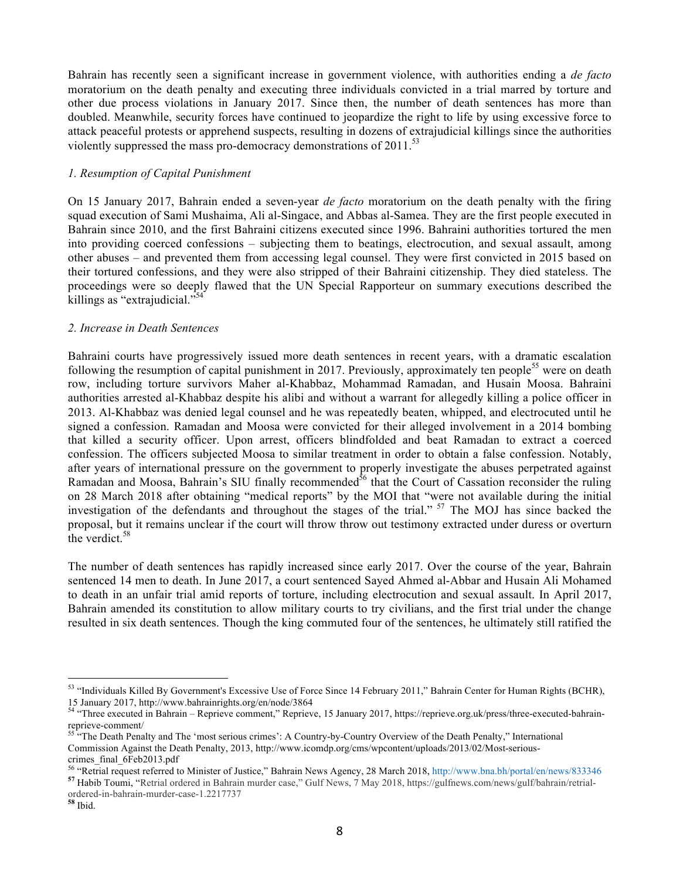Bahrain has recently seen a significant increase in government violence, with authorities ending a *de facto* moratorium on the death penalty and executing three individuals convicted in a trial marred by torture and other due process violations in January 2017. Since then, the number of death sentences has more than doubled. Meanwhile, security forces have continued to jeopardize the right to life by using excessive force to attack peaceful protests or apprehend suspects, resulting in dozens of extrajudicial killings since the authorities violently suppressed the mass pro-democracy demonstrations of 2011.[53]

### *1. Resumption of Capital Punishment*

On 15 January 2017, Bahrain ended a seven-year *de facto* moratorium on the death penalty with the firing squad execution of Sami Mushaima, Ali al-Singace, and Abbas al-Samea. They are the first people executed in Bahrain since 2010, and the first Bahraini citizens executed since 1996. Bahraini authorities tortured the men into providing coerced confessions – subjecting them to beatings, electrocution, and sexual assault, among other abuses – and prevented them from accessing legal counsel. They were first convicted in 2015 based on their tortured confessions, and they were also stripped of their Bahraini citizenship. They died stateless. The proceedings were so deeply flawed that the UN Special Rapporteur on summary executions described the killings as "extrajudicial."[54]

### *2. Increase in Death Sentences*

Bahraini courts have progressively issued more death sentences in recent years, with a dramatic escalation following the resumption of capital punishment in 2017. Previously, approximately ten people[55] were on death row, including torture survivors Maher al-Khabbaz, Mohammad Ramadan, and Husain Moosa. Bahraini authorities arrested al-Khabbaz despite his alibi and without a warrant for allegedly killing a police officer in 2013. Al-Khabbaz was denied legal counsel and he was repeatedly beaten, whipped, and electrocuted until he signed a confession. Ramadan and Moosa were convicted for their alleged involvement in a 2014 bombing that killed a security officer. Upon arrest, officers blindfolded and beat Ramadan to extract a coerced confession. The officers subjected Moosa to similar treatment in order to obtain a false confession. Notably, after years of international pressure on the government to properly investigate the abuses perpetrated against Ramadan and Moosa, Bahrain's SIU finally recommended[56] that the Court of Cassation reconsider the ruling on 28 March 2018 after obtaining "medical reports" by the MOI that "were not available during the initial investigation of the defendants and throughout the stages of the trial." [57] The MOJ has since backed the proposal, but it remains unclear if the court will throw throw out testimony extracted under duress or overturn the verdict.[58]

The number of death sentences has rapidly increased since early 2017. Over the course of the year, Bahrain sentenced 14 men to death. In June 2017, a court sentenced Sayed Ahmed al-Abbar and Husain Ali Mohamed to death in an unfair trial amid reports of torture, including electrocution and sexual assault. In April 2017, Bahrain amended its constitution to allow military courts to try civilians, and the first trial under the change resulted in six death sentences. Though the king commuted four of the sentences, he ultimately still ratified the

---

[53] "Individuals Killed By Government's Excessive Use of Force Since 14 February 2011," Bahrain Center for Human Rights (BCHR), 15 January 2017, http://www.bahrainrights.org/en/node/3864

[54] "Three executed in Bahrain – Reprieve comment," Reprieve, 15 January 2017, https://reprieve.org.uk/press/three-executed-bahrain-reprieve-comment/

[55] "The Death Penalty and The 'most serious crimes': A Country-by-Country Overview of the Death Penalty," International Commission Against the Death Penalty, 2013, http://www.icomdp.org/cms/wpcontent/uploads/2013/02/Most-serious-crimes_final_6Feb2013.pdf

[56] "Retrial request referred to Minister of Justice," Bahrain News Agency, 28 March 2018, http://www.bna.bh/portal/en/news/833346

[57] Habib Toumi, "Retrial ordered in Bahrain murder case," Gulf News, 7 May 2018, https://gulfnews.com/news/gulf/bahrain/retrial-ordered-in-bahrain-murder-case-1.2217737

[58] Ibid.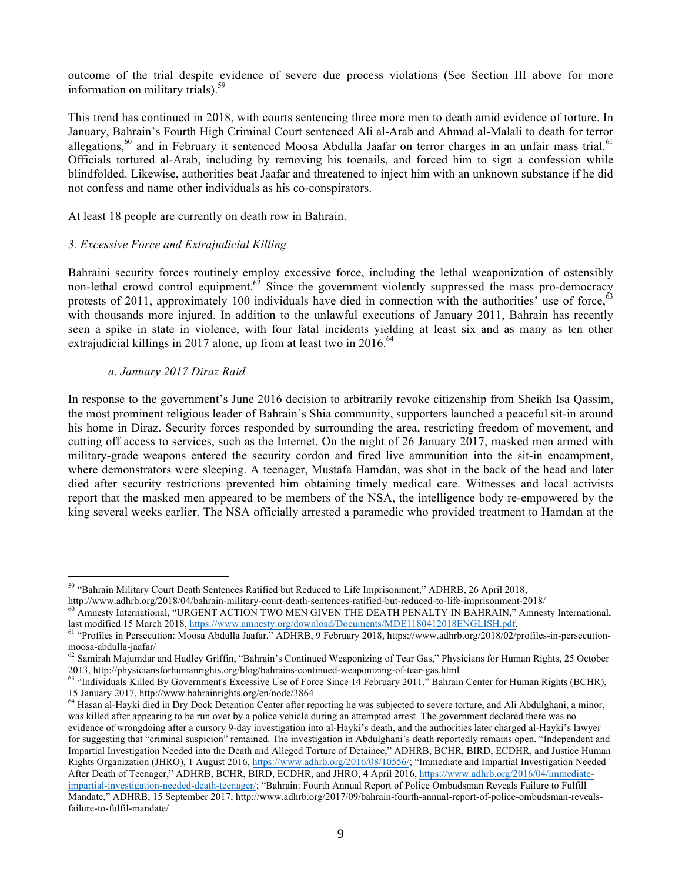outcome of the trial despite evidence of severe due process violations (See Section III above for more information on military trials).[59]

This trend has continued in 2018, with courts sentencing three more men to death amid evidence of torture. In January, Bahrain's Fourth High Criminal Court sentenced Ali al-Arab and Ahmad al-Malali to death for terror allegations,[60] and in February it sentenced Moosa Abdulla Jaafar on terror charges in an unfair mass trial.[61] Officials tortured al-Arab, including by removing his toenails, and forced him to sign a confession while blindfolded. Likewise, authorities beat Jaafar and threatened to inject him with an unknown substance if he did not confess and name other individuals as his co-conspirators.

At least 18 people are currently on death row in Bahrain.

*3. Excessive Force and Extrajudicial Killing*

Bahraini security forces routinely employ excessive force, including the lethal weaponization of ostensibly non-lethal crowd control equipment.[62] Since the government violently suppressed the mass pro-democracy protests of 2011, approximately 100 individuals have died in connection with the authorities' use of force,[63] with thousands more injured. In addition to the unlawful executions of January 2011, Bahrain has recently seen a spike in state in violence, with four fatal incidents yielding at least six and as many as ten other extrajudicial killings in 2017 alone, up from at least two in 2016.[64]

*a. January 2017 Diraz Raid*

In response to the government's June 2016 decision to arbitrarily revoke citizenship from Sheikh Isa Qassim, the most prominent religious leader of Bahrain's Shia community, supporters launched a peaceful sit-in around his home in Diraz. Security forces responded by surrounding the area, restricting freedom of movement, and cutting off access to services, such as the Internet. On the night of 26 January 2017, masked men armed with military-grade weapons entered the security cordon and fired live ammunition into the sit-in encampment, where demonstrators were sleeping. A teenager, Mustafa Hamdan, was shot in the back of the head and later died after security restrictions prevented him obtaining timely medical care. Witnesses and local activists report that the masked men appeared to be members of the NSA, the intelligence body re-empowered by the king several weeks earlier. The NSA officially arrested a paramedic who provided treatment to Hamdan at the

---

[59] "Bahrain Military Court Death Sentences Ratified but Reduced to Life Imprisonment," ADHRB, 26 April 2018, http://www.adhrb.org/2018/04/bahrain-military-court-death-sentences-ratified-but-reduced-to-life-imprisonment-2018/

[60] Amnesty International, "URGENT ACTION TWO MEN GIVEN THE DEATH PENALTY IN BAHRAIN," Amnesty International, last modified 15 March 2018, https://www.amnesty.org/download/Documents/MDE1180412018ENGLISH.pdf.

[61] "Profiles in Persecution: Moosa Abdulla Jaafar," ADHRB, 9 February 2018, https://www.adhrb.org/2018/02/profiles-in-persecution-moosa-abdulla-jaafar/

[62] Samirah Majumdar and Hadley Griffin, "Bahrain's Continued Weaponizing of Tear Gas," Physicians for Human Rights, 25 October 2013, http://physiciansforhumanrights.org/blog/bahrains-continued-weaponizing-of-tear-gas.html

[63] "Individuals Killed By Government's Excessive Use of Force Since 14 February 2011," Bahrain Center for Human Rights (BCHR), 15 January 2017, http://www.bahrainrights.org/en/node/3864

[64] Hasan al-Hayki died in Dry Dock Detention Center after reporting he was subjected to severe torture, and Ali Abdulghani, a minor, was killed after appearing to be run over by a police vehicle during an attempted arrest. The government declared there was no evidence of wrongdoing after a cursory 9-day investigation into al-Hayki's death, and the authorities later charged al-Hayki's lawyer for suggesting that "criminal suspicion" remained. The investigation in Abdulghani's death reportedly remains open. "Independent and Impartial Investigation Needed into the Death and Alleged Torture of Detainee," ADHRB, BCHR, BIRD, ECDHR, and Justice Human Rights Organization (JHRO), 1 August 2016, https://www.adhrb.org/2016/08/10556/; "Immediate and Impartial Investigation Needed After Death of Teenager," ADHRB, BCHR, BIRD, ECDHR, and JHRO, 4 April 2016, https://www.adhrb.org/2016/04/immediate-impartial-investigation-needed-death-teenager/; "Bahrain: Fourth Annual Report of Police Ombudsman Reveals Failure to Fulfill Mandate," ADHRB, 15 September 2017, http://www.adhrb.org/2017/09/bahrain-fourth-annual-report-of-police-ombudsman-reveals-failure-to-fulfil-mandate/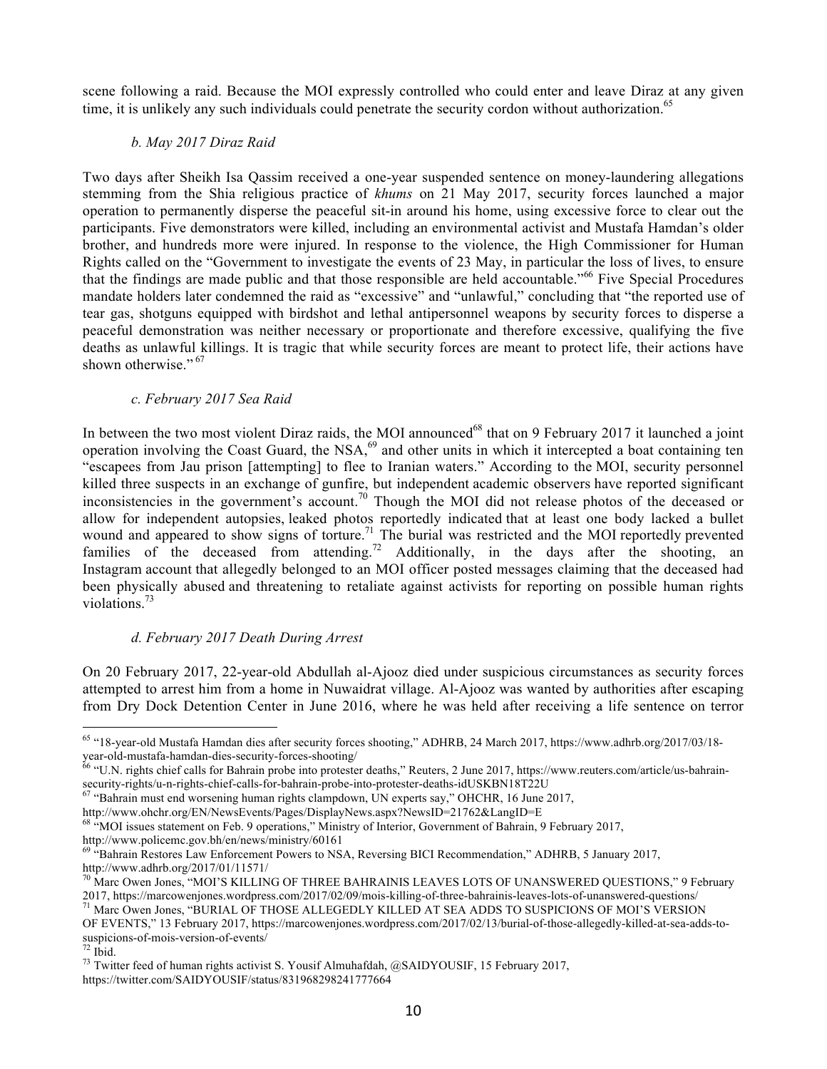scene following a raid. Because the MOI expressly controlled who could enter and leave Diraz at any given time, it is unlikely any such individuals could penetrate the security cordon without authorization.[65]

*b. May 2017 Diraz Raid*

Two days after Sheikh Isa Qassim received a one-year suspended sentence on money-laundering allegations stemming from the Shia religious practice of *khums* on 21 May 2017, security forces launched a major operation to permanently disperse the peaceful sit-in around his home, using excessive force to clear out the participants. Five demonstrators were killed, including an environmental activist and Mustafa Hamdan's older brother, and hundreds more were injured. In response to the violence, the High Commissioner for Human Rights called on the "Government to investigate the events of 23 May, in particular the loss of lives, to ensure that the findings are made public and that those responsible are held accountable."[66] Five Special Procedures mandate holders later condemned the raid as "excessive" and "unlawful," concluding that "the reported use of tear gas, shotguns equipped with birdshot and lethal antipersonnel weapons by security forces to disperse a peaceful demonstration was neither necessary or proportionate and therefore excessive, qualifying the five deaths as unlawful killings. It is tragic that while security forces are meant to protect life, their actions have shown otherwise."[67]

*c. February 2017 Sea Raid*

In between the two most violent Diraz raids, the MOI announced[68] that on 9 February 2017 it launched a joint operation involving the Coast Guard, the NSA,[69] and other units in which it intercepted a boat containing ten "escapees from Jau prison [attempting] to flee to Iranian waters." According to the MOI, security personnel killed three suspects in an exchange of gunfire, but independent academic observers have reported significant inconsistencies in the government's account.[70] Though the MOI did not release photos of the deceased or allow for independent autopsies, leaked photos reportedly indicated that at least one body lacked a bullet wound and appeared to show signs of torture.[71] The burial was restricted and the MOI reportedly prevented families of the deceased from attending.[72] Additionally, in the days after the shooting, an Instagram account that allegedly belonged to an MOI officer posted messages claiming that the deceased had been physically abused and threatening to retaliate against activists for reporting on possible human rights violations.[73]

*d. February 2017 Death During Arrest*

On 20 February 2017, 22-year-old Abdullah al-Ajooz died under suspicious circumstances as security forces attempted to arrest him from a home in Nuwaidrat village. Al-Ajooz was wanted by authorities after escaping from Dry Dock Detention Center in June 2016, where he was held after receiving a life sentence on terror

---

[65] "18-year-old Mustafa Hamdan dies after security forces shooting," ADHRB, 24 March 2017, https://www.adhrb.org/2017/03/18-year-old-mustafa-hamdan-dies-security-forces-shooting/

[66] "U.N. rights chief calls for Bahrain probe into protester deaths," Reuters, 2 June 2017, https://www.reuters.com/article/us-bahrain-security-rights/u-n-rights-chief-calls-for-bahrain-probe-into-protester-deaths-idUSKBN18T22U

[67] "Bahrain must end worsening human rights clampdown, UN experts say," OHCHR, 16 June 2017, http://www.ohchr.org/EN/NewsEvents/Pages/DisplayNews.aspx?NewsID=21762&LangID=E

[68] "MOI issues statement on Feb. 9 operations," Ministry of Interior, Government of Bahrain, 9 February 2017, http://www.policemc.gov.bh/en/news/ministry/60161

[69] "Bahrain Restores Law Enforcement Powers to NSA, Reversing BICI Recommendation," ADHRB, 5 January 2017, http://www.adhrb.org/2017/01/11571/

[70] Marc Owen Jones, "MOI'S KILLING OF THREE BAHRAINIS LEAVES LOTS OF UNANSWERED QUESTIONS," 9 February 2017, https://marcowenjones.wordpress.com/2017/02/09/mois-killing-of-three-bahrainis-leaves-lots-of-unanswered-questions/

[71] Marc Owen Jones, "BURIAL OF THOSE ALLEGEDLY KILLED AT SEA ADDS TO SUSPICIONS OF MOI'S VERSION OF EVENTS," 13 February 2017, https://marcowenjones.wordpress.com/2017/02/13/burial-of-those-allegedly-killed-at-sea-adds-to-suspicions-of-mois-version-of-events/

[72] Ibid.

[73] Twitter feed of human rights activist S. Yousif Almuhafdah, @SAIDYOUSIF, 15 February 2017, https://twitter.com/SAIDYOUSIF/status/831968298241777664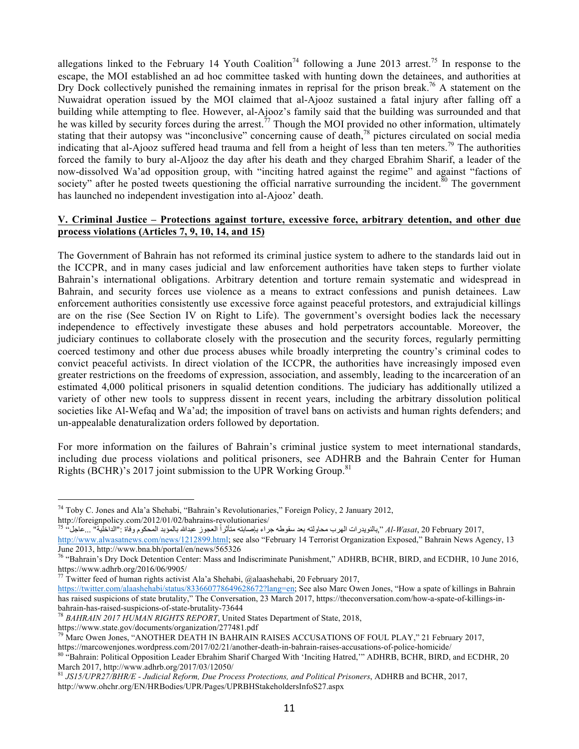allegations linked to the February 14 Youth Coalition[74] following a June 2013 arrest.[75] In response to the escape, the MOI established an ad hoc committee tasked with hunting down the detainees, and authorities at Dry Dock collectively punished the remaining inmates in reprisal for the prison break.[76] A statement on the Nuwaidrat operation issued by the MOI claimed that al-Ajooz sustained a fatal injury after falling off a building while attempting to flee. However, al-Ajooz's family said that the building was surrounded and that he was killed by security forces during the arrest.[77] Though the MOI provided no other information, ultimately stating that their autopsy was "inconclusive" concerning cause of death,[78] pictures circulated on social media indicating that al-Ajooz suffered head trauma and fell from a height of less than ten meters.[79] The authorities forced the family to bury al-Aljooz the day after his death and they charged Ebrahim Sharif, a leader of the now-dissolved Wa'ad opposition group, with "inciting hatred against the regime" and against "factions of society" after he posted tweets questioning the official narrative surrounding the incident.[80] The government has launched no independent investigation into al-Ajooz' death.

## V. Criminal Justice – Protections against torture, excessive force, arbitrary detention, and other due process violations (Articles 7, 9, 10, 14, and 15)

The Government of Bahrain has not reformed its criminal justice system to adhere to the standards laid out in the ICCPR, and in many cases judicial and law enforcement authorities have taken steps to further violate Bahrain's international obligations. Arbitrary detention and torture remain systematic and widespread in Bahrain, and security forces use violence as a means to extract confessions and punish detainees. Law enforcement authorities consistently use excessive force against peaceful protestors, and extrajudicial killings are on the rise (See Section IV on Right to Life). The government's oversight bodies lack the necessary independence to effectively investigate these abuses and hold perpetrators accountable. Moreover, the judiciary continues to collaborate closely with the prosecution and the security forces, regularly permitting coerced testimony and other due process abuses while broadly interpreting the country's criminal codes to convict peaceful activists. In direct violation of the ICCPR, the authorities have increasingly imposed even greater restrictions on the freedoms of expression, association, and assembly, leading to the incarceration of an estimated 4,000 political prisoners in squalid detention conditions. The judiciary has additionally utilized a variety of other new tools to suppress dissent in recent years, including the arbitrary dissolution political societies like Al-Wefaq and Wa'ad; the imposition of travel bans on activists and human rights defenders; and un-appealable denaturalization orders followed by deportation.

For more information on the failures of Bahrain's criminal justice system to meet international standards, including due process violations and political prisoners, see ADHRB and the Bahrain Center for Human Rights (BCHR)'s 2017 joint submission to the UPR Working Group.[81]

---

[74] Toby C. Jones and Ala'a Shehabi, "Bahrain's Revolutionaries," Foreign Policy, 2 January 2012, http://foreignpolicy.com/2012/01/02/bahrains-revolutionaries/

[75] "عاجل... "الداخلية": وفاة المحكوم بالمؤبد عبدالله العجوز متأثراً بإصابته جراء سقوطه بعد محاولته الهرب بالنويدرات," *Al-Wasat*, 20 February 2017, http://www.alwasatnews.com/news/1212899.html; see also "February 14 Terrorist Organization Exposed," Bahrain News Agency, 13 June 2013, http://www.bna.bh/portal/en/news/565326

[76] "Bahrain's Dry Dock Detention Center: Mass and Indiscriminate Punishment," ADHRB, BCHR, BIRD, and ECDHR, 10 June 2016, https://www.adhrb.org/2016/06/9905/

[77] Twitter feed of human rights activist Ala'a Shehabi, @alaashehabi, 20 February 2017, https://twitter.com/alaashehabi/status/833660778649628672?lang=en; See also Marc Owen Jones, "How a spate of killings in Bahrain has raised suspicions of state brutality," The Conversation, 23 March 2017, https://theconversation.com/how-a-spate-of-killings-in-bahrain-has-raised-suspicions-of-state-brutality-73644

[78] *BAHRAIN 2017 HUMAN RIGHTS REPORT*, United States Department of State, 2018, https://www.state.gov/documents/organization/277481.pdf

[79] Marc Owen Jones, "ANOTHER DEATH IN BAHRAIN RAISES ACCUSATIONS OF FOUL PLAY," 21 February 2017, https://marcowenjones.wordpress.com/2017/02/21/another-death-in-bahrain-raises-accusations-of-police-homicide/

[80] "Bahrain: Political Opposition Leader Ebrahim Sharif Charged With 'Inciting Hatred,'" ADHRB, BCHR, BIRD, and ECDHR, 20 March 2017, http://www.adhrb.org/2017/03/12050/

[81] *JS15/UPR27/BHR/E - Judicial Reform, Due Process Protections, and Political Prisoners*, ADHRB and BCHR, 2017, http://www.ohchr.org/EN/HRBodies/UPR/Pages/UPRBHStakeholdersInfoS27.aspx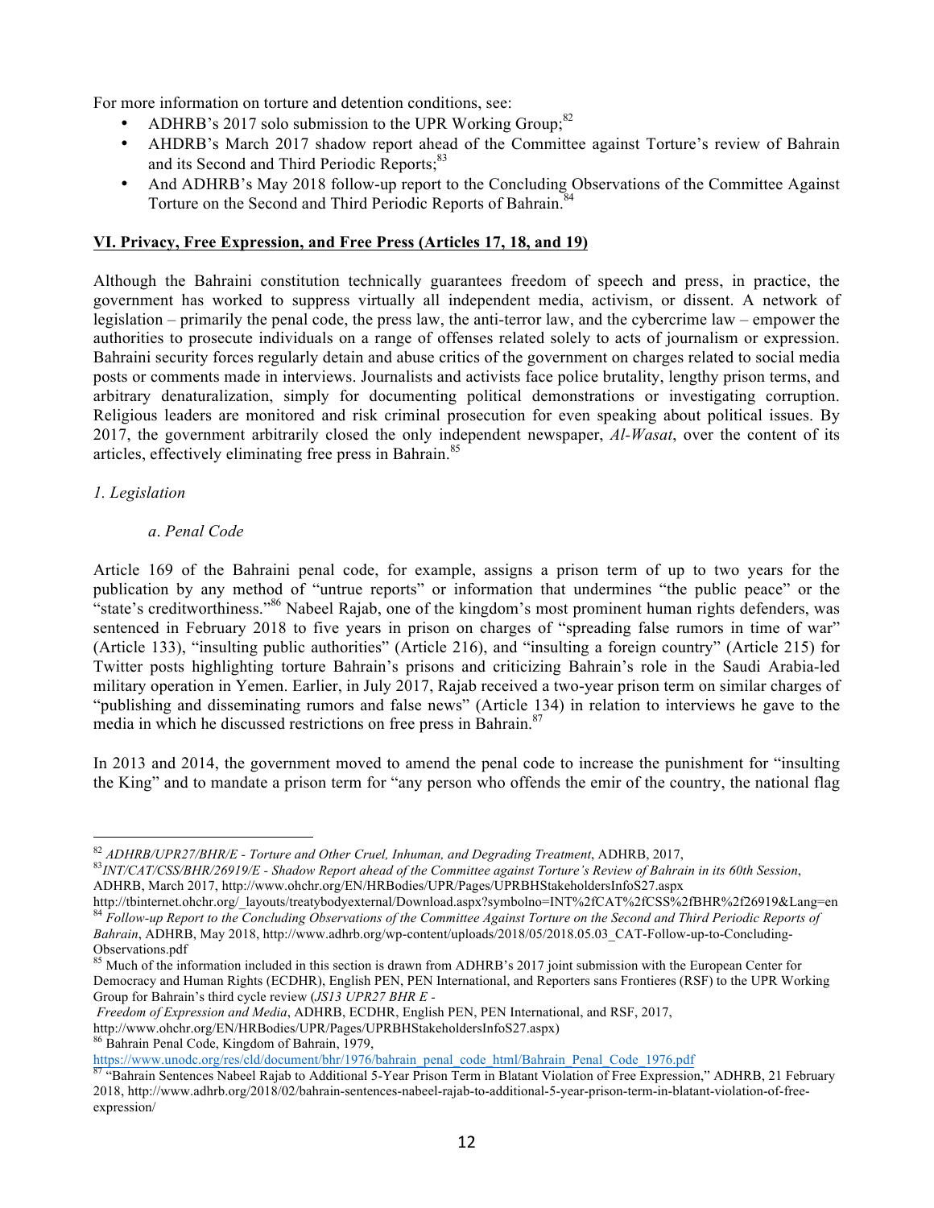For more information on torture and detention conditions, see:

- ADHRB's 2017 solo submission to the UPR Working Group;[82]
- AHDRB's March 2017 shadow report ahead of the Committee against Torture's review of Bahrain and its Second and Third Periodic Reports;[83]
- And ADHRB's May 2018 follow-up report to the Concluding Observations of the Committee Against Torture on the Second and Third Periodic Reports of Bahrain.[84]

## VI. Privacy, Free Expression, and Free Press (Articles 17, 18, and 19)

Although the Bahraini constitution technically guarantees freedom of speech and press, in practice, the government has worked to suppress virtually all independent media, activism, or dissent. A network of legislation – primarily the penal code, the press law, the anti-terror law, and the cybercrime law – empower the authorities to prosecute individuals on a range of offenses related solely to acts of journalism or expression. Bahraini security forces regularly detain and abuse critics of the government on charges related to social media posts or comments made in interviews. Journalists and activists face police brutality, lengthy prison terms, and arbitrary denaturalization, simply for documenting political demonstrations or investigating corruption. Religious leaders are monitored and risk criminal prosecution for even speaking about political issues. By 2017, the government arbitrarily closed the only independent newspaper, *Al-Wasat*, over the content of its articles, effectively eliminating free press in Bahrain.[85]

### *1. Legislation*

#### *a. Penal Code*

Article 169 of the Bahraini penal code, for example, assigns a prison term of up to two years for the publication by any method of "untrue reports" or information that undermines "the public peace" or the "state's creditworthiness."[86] Nabeel Rajab, one of the kingdom's most prominent human rights defenders, was sentenced in February 2018 to five years in prison on charges of "spreading false rumors in time of war" (Article 133), "insulting public authorities" (Article 216), and "insulting a foreign country" (Article 215) for Twitter posts highlighting torture Bahrain's prisons and criticizing Bahrain's role in the Saudi Arabia-led military operation in Yemen. Earlier, in July 2017, Rajab received a two-year prison term on similar charges of "publishing and disseminating rumors and false news" (Article 134) in relation to interviews he gave to the media in which he discussed restrictions on free press in Bahrain.[87]

In 2013 and 2014, the government moved to amend the penal code to increase the punishment for "insulting the King" and to mandate a prison term for "any person who offends the emir of the country, the national flag

---

[82] *ADHRB/UPR27/BHR/E - Torture and Other Cruel, Inhuman, and Degrading Treatment*, ADHRB, 2017,

[83] *INT/CAT/CSS/BHR/26919/E - Shadow Report ahead of the Committee against Torture's Review of Bahrain in its 60th Session*, ADHRB, March 2017, http://www.ohchr.org/EN/HRBodies/UPR/Pages/UPRBHStakeholdersInfoS27.aspx
http://tbinternet.ohchr.org/_layouts/treatybodyexternal/Download.aspx?symbolno=INT%2fCAT%2fCSS%2fBHR%2f26919&Lang=en

[84] *Follow-up Report to the Concluding Observations of the Committee Against Torture on the Second and Third Periodic Reports of Bahrain*, ADHRB, May 2018, http://www.adhrb.org/wp-content/uploads/2018/05/2018.05.03_CAT-Follow-up-to-Concluding-Observations.pdf

[85] Much of the information included in this section is drawn from ADHRB's 2017 joint submission with the European Center for Democracy and Human Rights (ECDHR), English PEN, PEN International, and Reporters sans Frontieres (RSF) to the UPR Working Group for Bahrain's third cycle review (*JS13 UPR27 BHR E - Freedom of Expression and Media*, ADHRB, ECDHR, English PEN, PEN International, and RSF, 2017, http://www.ohchr.org/EN/HRBodies/UPR/Pages/UPRBHStakeholdersInfoS27.aspx)

[86] Bahrain Penal Code, Kingdom of Bahrain, 1979, https://www.unodc.org/res/cld/document/bhr/1976/bahrain_penal_code_html/Bahrain_Penal_Code_1976.pdf

[87] "Bahrain Sentences Nabeel Rajab to Additional 5-Year Prison Term in Blatant Violation of Free Expression," ADHRB, 21 February 2018, http://www.adhrb.org/2018/02/bahrain-sentences-nabeel-rajab-to-additional-5-year-prison-term-in-blatant-violation-of-free-expression/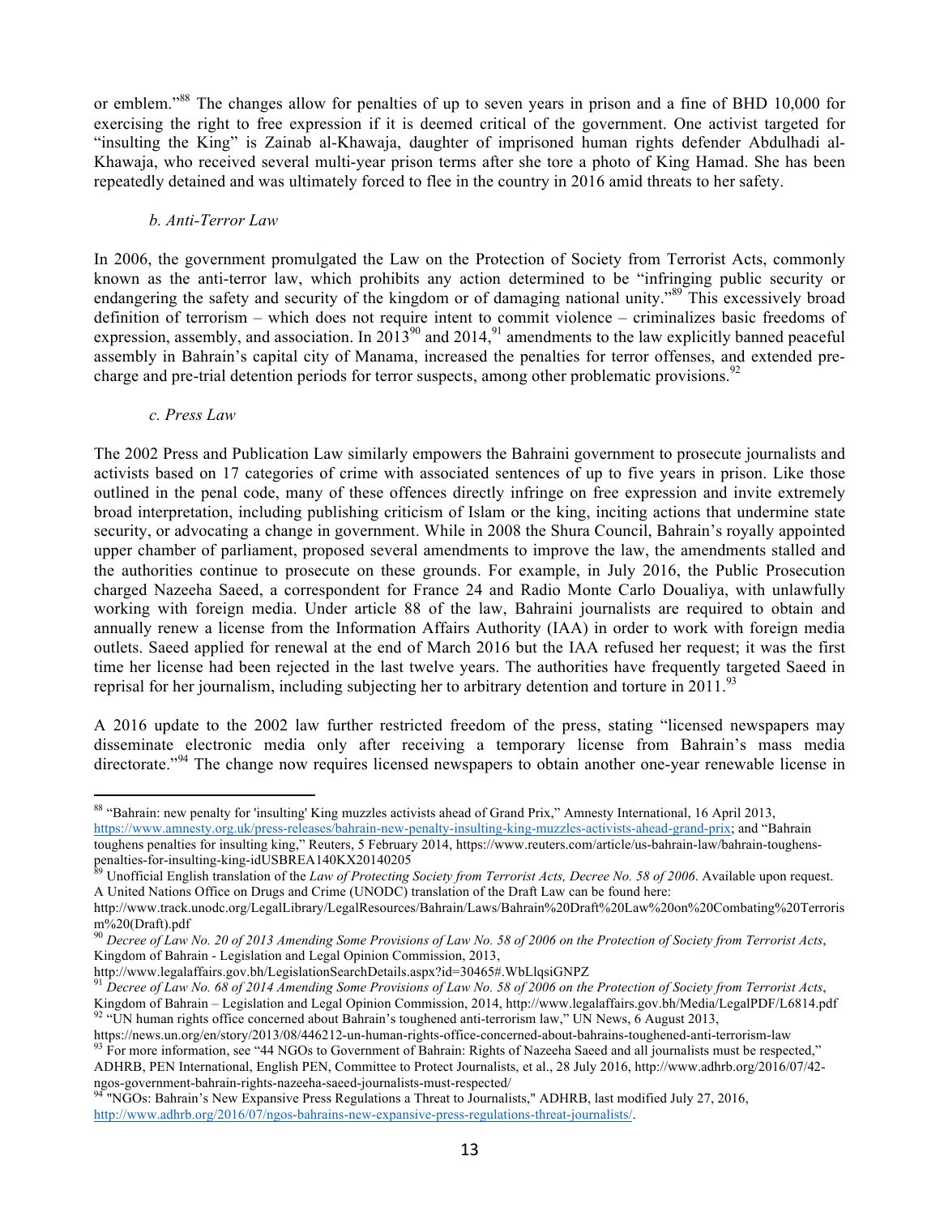or emblem."[88] The changes allow for penalties of up to seven years in prison and a fine of BHD 10,000 for exercising the right to free expression if it is deemed critical of the government. One activist targeted for "insulting the King" is Zainab al-Khawaja, daughter of imprisoned human rights defender Abdulhadi al-Khawaja, who received several multi-year prison terms after she tore a photo of King Hamad. She has been repeatedly detained and was ultimately forced to flee in the country in 2016 amid threats to her safety.

### *b. Anti-Terror Law*

In 2006, the government promulgated the Law on the Protection of Society from Terrorist Acts, commonly known as the anti-terror law, which prohibits any action determined to be "infringing public security or endangering the safety and security of the kingdom or of damaging national unity."[89] This excessively broad definition of terrorism – which does not require intent to commit violence – criminalizes basic freedoms of expression, assembly, and association. In 2013[90] and 2014,[91] amendments to the law explicitly banned peaceful assembly in Bahrain's capital city of Manama, increased the penalties for terror offenses, and extended pre-charge and pre-trial detention periods for terror suspects, among other problematic provisions.[92]

### *c. Press Law*

The 2002 Press and Publication Law similarly empowers the Bahraini government to prosecute journalists and activists based on 17 categories of crime with associated sentences of up to five years in prison. Like those outlined in the penal code, many of these offences directly infringe on free expression and invite extremely broad interpretation, including publishing criticism of Islam or the king, inciting actions that undermine state security, or advocating a change in government. While in 2008 the Shura Council, Bahrain's royally appointed upper chamber of parliament, proposed several amendments to improve the law, the amendments stalled and the authorities continue to prosecute on these grounds. For example, in July 2016, the Public Prosecution charged Nazeeha Saeed, a correspondent for France 24 and Radio Monte Carlo Doualiya, with unlawfully working with foreign media. Under article 88 of the law, Bahraini journalists are required to obtain and annually renew a license from the Information Affairs Authority (IAA) in order to work with foreign media outlets. Saeed applied for renewal at the end of March 2016 but the IAA refused her request; it was the first time her license had been rejected in the last twelve years. The authorities have frequently targeted Saeed in reprisal for her journalism, including subjecting her to arbitrary detention and torture in 2011.[93]

A 2016 update to the 2002 law further restricted freedom of the press, stating "licensed newspapers may disseminate electronic media only after receiving a temporary license from Bahrain's mass media directorate."[94] The change now requires licensed newspapers to obtain another one-year renewable license in

---

[88] "Bahrain: new penalty for 'insulting' King muzzles activists ahead of Grand Prix," Amnesty International, 16 April 2013, https://www.amnesty.org.uk/press-releases/bahrain-new-penalty-insulting-king-muzzles-activists-ahead-grand-prix; and "Bahrain toughens penalties for insulting king," Reuters, 5 February 2014, https://www.reuters.com/article/us-bahrain-law/bahrain-toughens-penalties-for-insulting-king-idUSBREA140KX20140205

[89] Unofficial English translation of the *Law of Protecting Society from Terrorist Acts, Decree No. 58 of 2006*. Available upon request. A United Nations Office on Drugs and Crime (UNODC) translation of the Draft Law can be found here: http://www.track.unodc.org/LegalLibrary/LegalResources/Bahrain/Laws/Bahrain%20Draft%20Law%20on%20Combating%20Terrorism%20(Draft).pdf

[90] *Decree of Law No. 20 of 2013 Amending Some Provisions of Law No. 58 of 2006 on the Protection of Society from Terrorist Acts*, Kingdom of Bahrain - Legislation and Legal Opinion Commission, 2013, http://www.legalaffairs.gov.bh/LegislationSearchDetails.aspx?id=30465#.WbLlqsiGNPZ

[91] *Decree of Law No. 68 of 2014 Amending Some Provisions of Law No. 58 of 2006 on the Protection of Society from Terrorist Acts*, Kingdom of Bahrain – Legislation and Legal Opinion Commission, 2014, http://www.legalaffairs.gov.bh/Media/LegalPDF/L6814.pdf

[92] "UN human rights office concerned about Bahrain's toughened anti-terrorism law," UN News, 6 August 2013, https://news.un.org/en/story/2013/08/446212-un-human-rights-office-concerned-about-bahrains-toughened-anti-terrorism-law

[93] For more information, see "44 NGOs to Government of Bahrain: Rights of Nazeeha Saeed and all journalists must be respected," ADHRB, PEN International, English PEN, Committee to Protect Journalists, et al., 28 July 2016, http://www.adhrb.org/2016/07/42-ngos-government-bahrain-rights-nazeeha-saeed-journalists-must-respected/

[94] "NGOs: Bahrain's New Expansive Press Regulations a Threat to Journalists," ADHRB, last modified July 27, 2016, http://www.adhrb.org/2016/07/ngos-bahrains-new-expansive-press-regulations-threat-journalists/.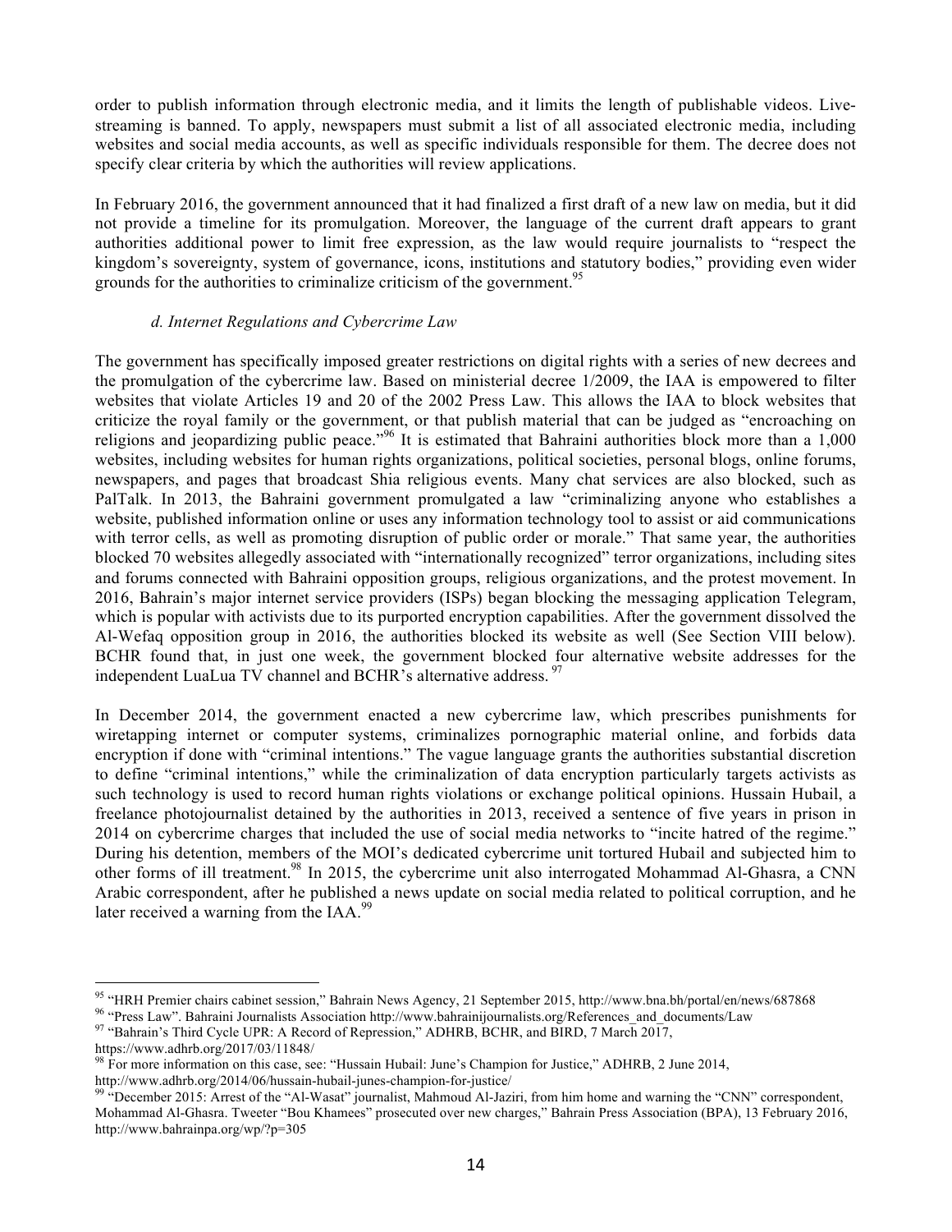order to publish information through electronic media, and it limits the length of publishable videos. Live-streaming is banned. To apply, newspapers must submit a list of all associated electronic media, including websites and social media accounts, as well as specific individuals responsible for them. The decree does not specify clear criteria by which the authorities will review applications.

In February 2016, the government announced that it had finalized a first draft of a new law on media, but it did not provide a timeline for its promulgation. Moreover, the language of the current draft appears to grant authorities additional power to limit free expression, as the law would require journalists to "respect the kingdom's sovereignty, system of governance, icons, institutions and statutory bodies," providing even wider grounds for the authorities to criminalize criticism of the government.[95]

#### *d. Internet Regulations and Cybercrime Law*

The government has specifically imposed greater restrictions on digital rights with a series of new decrees and the promulgation of the cybercrime law. Based on ministerial decree 1/2009, the IAA is empowered to filter websites that violate Articles 19 and 20 of the 2002 Press Law. This allows the IAA to block websites that criticize the royal family or the government, or that publish material that can be judged as "encroaching on religions and jeopardizing public peace."[96] It is estimated that Bahraini authorities block more than a 1,000 websites, including websites for human rights organizations, political societies, personal blogs, online forums, newspapers, and pages that broadcast Shia religious events. Many chat services are also blocked, such as PalTalk. In 2013, the Bahraini government promulgated a law "criminalizing anyone who establishes a website, published information online or uses any information technology tool to assist or aid communications with terror cells, as well as promoting disruption of public order or morale." That same year, the authorities blocked 70 websites allegedly associated with "internationally recognized" terror organizations, including sites and forums connected with Bahraini opposition groups, religious organizations, and the protest movement. In 2016, Bahrain's major internet service providers (ISPs) began blocking the messaging application Telegram, which is popular with activists due to its purported encryption capabilities. After the government dissolved the Al-Wefaq opposition group in 2016, the authorities blocked its website as well (See Section VIII below). BCHR found that, in just one week, the government blocked four alternative website addresses for the independent LuaLua TV channel and BCHR's alternative address.[97]

In December 2014, the government enacted a new cybercrime law, which prescribes punishments for wiretapping internet or computer systems, criminalizes pornographic material online, and forbids data encryption if done with "criminal intentions." The vague language grants the authorities substantial discretion to define "criminal intentions," while the criminalization of data encryption particularly targets activists as such technology is used to record human rights violations or exchange political opinions. Hussain Hubail, a freelance photojournalist detained by the authorities in 2013, received a sentence of five years in prison in 2014 on cybercrime charges that included the use of social media networks to "incite hatred of the regime." During his detention, members of the MOI's dedicated cybercrime unit tortured Hubail and subjected him to other forms of ill treatment.[98] In 2015, the cybercrime unit also interrogated Mohammad Al-Ghasra, a CNN Arabic correspondent, after he published a news update on social media related to political corruption, and he later received a warning from the IAA.[99]

---

[95] "HRH Premier chairs cabinet session," Bahrain News Agency, 21 September 2015, http://www.bna.bh/portal/en/news/687868

[96] "Press Law". Bahraini Journalists Association http://www.bahrainijournalists.org/References_and_documents/Law

[97] "Bahrain's Third Cycle UPR: A Record of Repression," ADHRB, BCHR, and BIRD, 7 March 2017, https://www.adhrb.org/2017/03/11848/

[98] For more information on this case, see: "Hussain Hubail: June's Champion for Justice," ADHRB, 2 June 2014, http://www.adhrb.org/2014/06/hussain-hubail-junes-champion-for-justice/

[99] "December 2015: Arrest of the "Al-Wasat" journalist, Mahmoud Al-Jaziri, from him home and warning the "CNN" correspondent, Mohammad Al-Ghasra. Tweeter "Bou Khamees" prosecuted over new charges," Bahrain Press Association (BPA), 13 February 2016, http://www.bahrainpa.org/wp/?p=305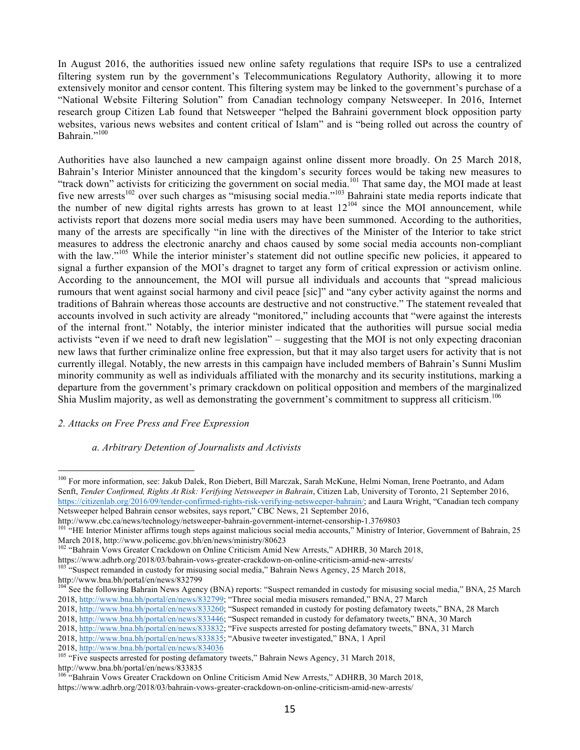In August 2016, the authorities issued new online safety regulations that require ISPs to use a centralized filtering system run by the government's Telecommunications Regulatory Authority, allowing it to more extensively monitor and censor content. This filtering system may be linked to the government's purchase of a "National Website Filtering Solution" from Canadian technology company Netsweeper. In 2016, Internet research group Citizen Lab found that Netsweeper "helped the Bahraini government block opposition party websites, various news websites and content critical of Islam" and is "being rolled out across the country of Bahrain."[100]

Authorities have also launched a new campaign against online dissent more broadly. On 25 March 2018, Bahrain's Interior Minister announced that the kingdom's security forces would be taking new measures to "track down" activists for criticizing the government on social media.[101] That same day, the MOI made at least five new arrests[102] over such charges as "misusing social media."[103] Bahraini state media reports indicate that the number of new digital rights arrests has grown to at least 12[104] since the MOI announcement, while activists report that dozens more social media users may have been summoned. According to the authorities, many of the arrests are specifically "in line with the directives of the Minister of the Interior to take strict measures to address the electronic anarchy and chaos caused by some social media accounts non-compliant with the law."[105] While the interior minister's statement did not outline specific new policies, it appeared to signal a further expansion of the MOI's dragnet to target any form of critical expression or activism online. According to the announcement, the MOI will pursue all individuals and accounts that "spread malicious rumours that went against social harmony and civil peace [sic]" and "any cyber activity against the norms and traditions of Bahrain whereas those accounts are destructive and not constructive." The statement revealed that accounts involved in such activity are already "monitored," including accounts that "were against the interests of the internal front." Notably, the interior minister indicated that the authorities will pursue social media activists "even if we need to draft new legislation" – suggesting that the MOI is not only expecting draconian new laws that further criminalize online free expression, but that it may also target users for activity that is not currently illegal. Notably, the new arrests in this campaign have included members of Bahrain's Sunni Muslim minority community as well as individuals affiliated with the monarchy and its security institutions, marking a departure from the government's primary crackdown on political opposition and members of the marginalized Shia Muslim majority, as well as demonstrating the government's commitment to suppress all criticism.[106]

*2. Attacks on Free Press and Free Expression*

*a. Arbitrary Detention of Journalists and Activists*

---

[100] For more information, see: Jakub Dalek, Ron Diebert, Bill Marczak, Sarah McKune, Helmi Noman, Irene Poetranto, and Adam Senft, *Tender Confirmed, Rights At Risk: Verifying Netsweeper in Bahrain*, Citizen Lab, University of Toronto, 21 September 2016, https://citizenlab.org/2016/09/tender-confirmed-rights-risk-verifying-netsweeper-bahrain/; and Laura Wright, "Canadian tech company Netsweeper helped Bahrain censor websites, says report," CBC News, 21 September 2016, http://www.cbc.ca/news/technology/netsweeper-bahrain-government-internet-censorship-1.3769803

[101] "HE Interior Minister affirms tough steps against malicious social media accounts," Ministry of Interior, Government of Bahrain, 25 March 2018, http://www.policemc.gov.bh/en/news/ministry/80623

[102] "Bahrain Vows Greater Crackdown on Online Criticism Amid New Arrests," ADHRB, 30 March 2018, https://www.adhrb.org/2018/03/bahrain-vows-greater-crackdown-on-online-criticism-amid-new-arrests/

[103] "Suspect remanded in custody for misusing social media," Bahrain News Agency, 25 March 2018, http://www.bna.bh/portal/en/news/832799

[104] See the following Bahrain News Agency (BNA) reports: "Suspect remanded in custody for misusing social media," BNA, 25 March 2018, http://www.bna.bh/portal/en/news/832799; "Three social media misusers remanded," BNA, 27 March 2018, http://www.bna.bh/portal/en/news/833260; "Suspect remanded in custody for posting defamatory tweets," BNA, 28 March 2018, http://www.bna.bh/portal/en/news/833446; "Suspect remanded in custody for defamatory tweets," BNA, 30 March 2018, http://www.bna.bh/portal/en/news/833832; "Five suspects arrested for posting defamatory tweets," BNA, 31 March 2018, http://www.bna.bh/portal/en/news/833835; "Abusive tweeter investigated," BNA, 1 April 2018, http://www.bna.bh/portal/en/news/834036

[105] "Five suspects arrested for posting defamatory tweets," Bahrain News Agency, 31 March 2018, http://www.bna.bh/portal/en/news/833835

[106] "Bahrain Vows Greater Crackdown on Online Criticism Amid New Arrests," ADHRB, 30 March 2018, https://www.adhrb.org/2018/03/bahrain-vows-greater-crackdown-on-online-criticism-amid-new-arrests/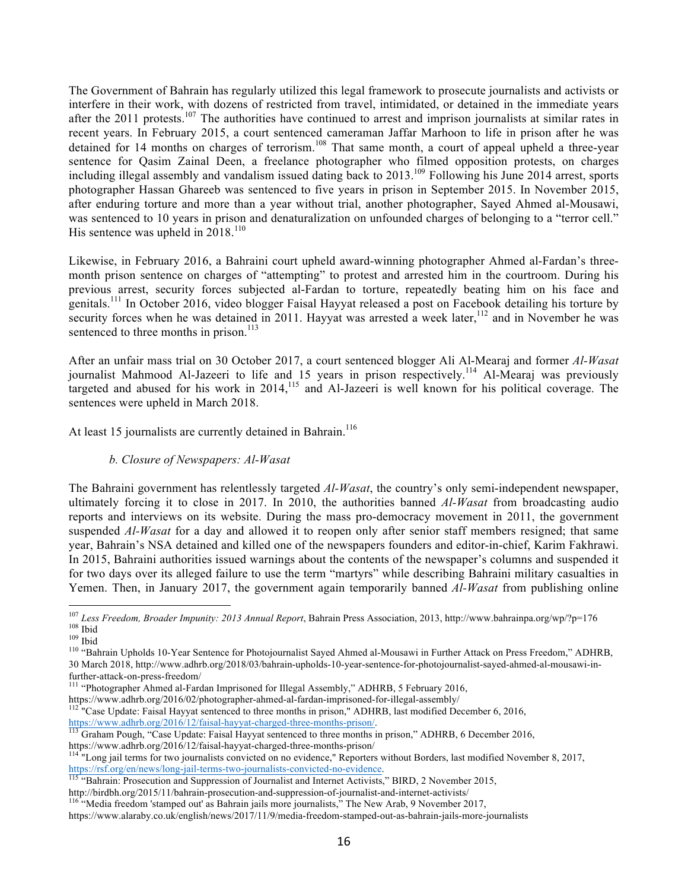The Government of Bahrain has regularly utilized this legal framework to prosecute journalists and activists or interfere in their work, with dozens of restricted from travel, intimidated, or detained in the immediate years after the 2011 protests.[107] The authorities have continued to arrest and imprison journalists at similar rates in recent years. In February 2015, a court sentenced cameraman Jaffar Marhoon to life in prison after he was detained for 14 months on charges of terrorism.[108] That same month, a court of appeal upheld a three-year sentence for Qasim Zainal Deen, a freelance photographer who filmed opposition protests, on charges including illegal assembly and vandalism issued dating back to 2013.[109] Following his June 2014 arrest, sports photographer Hassan Ghareeb was sentenced to five years in prison in September 2015. In November 2015, after enduring torture and more than a year without trial, another photographer, Sayed Ahmed al-Mousawi, was sentenced to 10 years in prison and denaturalization on unfounded charges of belonging to a "terror cell." His sentence was upheld in 2018.[110]

Likewise, in February 2016, a Bahraini court upheld award-winning photographer Ahmed al-Fardan's three-month prison sentence on charges of "attempting" to protest and arrested him in the courtroom. During his previous arrest, security forces subjected al-Fardan to torture, repeatedly beating him on his face and genitals.[111] In October 2016, video blogger Faisal Hayyat released a post on Facebook detailing his torture by security forces when he was detained in 2011. Hayyat was arrested a week later,[112] and in November he was sentenced to three months in prison.[113]

After an unfair mass trial on 30 October 2017, a court sentenced blogger Ali Al-Mearaj and former *Al-Wasat* journalist Mahmood Al-Jazeeri to life and 15 years in prison respectively.[114] Al-Mearaj was previously targeted and abused for his work in 2014,[115] and Al-Jazeeri is well known for his political coverage. The sentences were upheld in March 2018.

At least 15 journalists are currently detained in Bahrain.[116]

*b. Closure of Newspapers: Al-Wasat*

The Bahraini government has relentlessly targeted *Al-Wasat*, the country's only semi-independent newspaper, ultimately forcing it to close in 2017. In 2010, the authorities banned *Al-Wasat* from broadcasting audio reports and interviews on its website. During the mass pro-democracy movement in 2011, the government suspended *Al-Wasat* for a day and allowed it to reopen only after senior staff members resigned; that same year, Bahrain's NSA detained and killed one of the newspapers founders and editor-in-chief, Karim Fakhrawi. In 2015, Bahraini authorities issued warnings about the contents of the newspaper's columns and suspended it for two days over its alleged failure to use the term "martyrs" while describing Bahraini military casualties in Yemen. Then, in January 2017, the government again temporarily banned *Al-Wasat* from publishing online

---

[107] *Less Freedom, Broader Impunity: 2013 Annual Report*, Bahrain Press Association, 2013, http://www.bahrainpa.org/wp/?p=176
[108] Ibid
[109] Ibid
[110] "Bahrain Upholds 10-Year Sentence for Photojournalist Sayed Ahmed al-Mousawi in Further Attack on Press Freedom," ADHRB, 30 March 2018, http://www.adhrb.org/2018/03/bahrain-upholds-10-year-sentence-for-photojournalist-sayed-ahmed-al-mousawi-in-further-attack-on-press-freedom/
[111] "Photographer Ahmed al-Fardan Imprisoned for Illegal Assembly," ADHRB, 5 February 2016, https://www.adhrb.org/2016/02/photographer-ahmed-al-fardan-imprisoned-for-illegal-assembly/
[112] "Case Update: Faisal Hayyat sentenced to three months in prison," ADHRB, last modified December 6, 2016, https://www.adhrb.org/2016/12/faisal-hayyat-charged-three-months-prison/.
[113] Graham Pough, "Case Update: Faisal Hayyat sentenced to three months in prison," ADHRB, 6 December 2016, https://www.adhrb.org/2016/12/faisal-hayyat-charged-three-months-prison/
[114] "Long jail terms for two journalists convicted on no evidence," Reporters without Borders, last modified November 8, 2017, https://rsf.org/en/news/long-jail-terms-two-journalists-convicted-no-evidence.
[115] "Bahrain: Prosecution and Suppression of Journalist and Internet Activists," BIRD, 2 November 2015, http://birdbh.org/2015/11/bahrain-prosecution-and-suppression-of-journalist-and-internet-activists/
[116] "Media freedom 'stamped out' as Bahrain jails more journalists," The New Arab, 9 November 2017, https://www.alaraby.co.uk/english/news/2017/11/9/media-freedom-stamped-out-as-bahrain-jails-more-journalists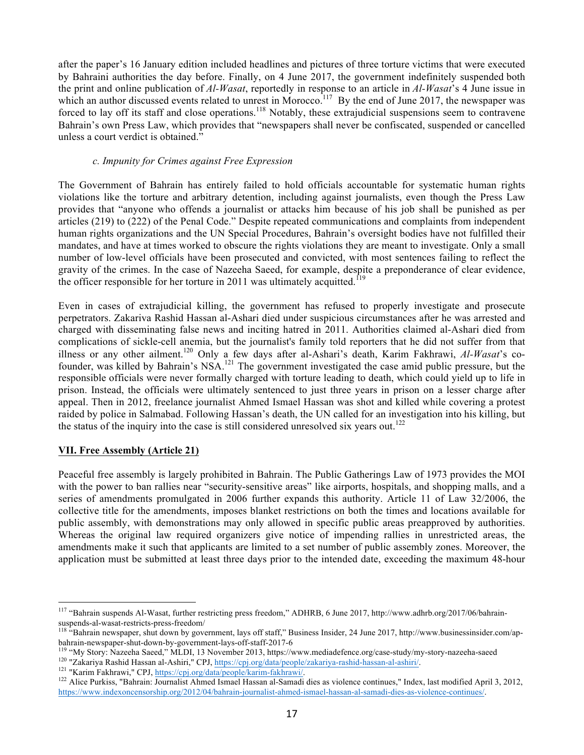after the paper's 16 January edition included headlines and pictures of three torture victims that were executed by Bahraini authorities the day before. Finally, on 4 June 2017, the government indefinitely suspended both the print and online publication of *Al-Wasat*, reportedly in response to an article in *Al-Wasat*'s 4 June issue in which an author discussed events related to unrest in Morocco.[117] By the end of June 2017, the newspaper was forced to lay off its staff and close operations.[118] Notably, these extrajudicial suspensions seem to contravene Bahrain's own Press Law, which provides that "newspapers shall never be confiscated, suspended or cancelled unless a court verdict is obtained."

*c. Impunity for Crimes against Free Expression*

The Government of Bahrain has entirely failed to hold officials accountable for systematic human rights violations like the torture and arbitrary detention, including against journalists, even though the Press Law provides that "anyone who offends a journalist or attacks him because of his job shall be punished as per articles (219) to (222) of the Penal Code." Despite repeated communications and complaints from independent human rights organizations and the UN Special Procedures, Bahrain's oversight bodies have not fulfilled their mandates, and have at times worked to obscure the rights violations they are meant to investigate. Only a small number of low-level officials have been prosecuted and convicted, with most sentences failing to reflect the gravity of the crimes. In the case of Nazeeha Saeed, for example, despite a preponderance of clear evidence, the officer responsible for her torture in 2011 was ultimately acquitted.[119]

Even in cases of extrajudicial killing, the government has refused to properly investigate and prosecute perpetrators. Zakariva Rashid Hassan al-Ashari died under suspicious circumstances after he was arrested and charged with disseminating false news and inciting hatred in 2011. Authorities claimed al-Ashari died from complications of sickle-cell anemia, but the journalist's family told reporters that he did not suffer from that illness or any other ailment.[120] Only a few days after al-Ashari's death, Karim Fakhrawi, *Al-Wasat*'s co-founder, was killed by Bahrain's NSA.[121] The government investigated the case amid public pressure, but the responsible officials were never formally charged with torture leading to death, which could yield up to life in prison. Instead, the officials were ultimately sentenced to just three years in prison on a lesser charge after appeal. Then in 2012, freelance journalist Ahmed Ismael Hassan was shot and killed while covering a protest raided by police in Salmabad. Following Hassan's death, the UN called for an investigation into his killing, but the status of the inquiry into the case is still considered unresolved six years out.[122]

## VII. Free Assembly (Article 21)

Peaceful free assembly is largely prohibited in Bahrain. The Public Gatherings Law of 1973 provides the MOI with the power to ban rallies near "security-sensitive areas" like airports, hospitals, and shopping malls, and a series of amendments promulgated in 2006 further expands this authority. Article 11 of Law 32/2006, the collective title for the amendments, imposes blanket restrictions on both the times and locations available for public assembly, with demonstrations may only allowed in specific public areas preapproved by authorities. Whereas the original law required organizers give notice of impending rallies in unrestricted areas, the amendments make it such that applicants are limited to a set number of public assembly zones. Moreover, the application must be submitted at least three days prior to the intended date, exceeding the maximum 48-hour

---

[117] "Bahrain suspends Al-Wasat, further restricting press freedom," ADHRB, 6 June 2017, http://www.adhrb.org/2017/06/bahrain-suspends-al-wasat-restricts-press-freedom/

[118] "Bahrain newspaper, shut down by government, lays off staff," Business Insider, 24 June 2017, http://www.businessinsider.com/ap-bahrain-newspaper-shut-down-by-government-lays-off-staff-2017-6

[119] "My Story: Nazeeha Saeed," MLDI, 13 November 2013, https://www.mediadefence.org/case-study/my-story-nazeeha-saeed

[120] "Zakariya Rashid Hassan al-Ashiri," CPJ, https://cpj.org/data/people/zakariya-rashid-hassan-al-ashiri/.

[121] "Karim Fakhrawi," CPJ, https://cpj.org/data/people/karim-fakhrawi/.

[122] Alice Purkiss, "Bahrain: Journalist Ahmed Ismael Hassan al-Samadi dies as violence continues," Index, last modified April 3, 2012, https://www.indexoncensorship.org/2012/04/bahrain-journalist-ahmed-ismael-hassan-al-samadi-dies-as-violence-continues/.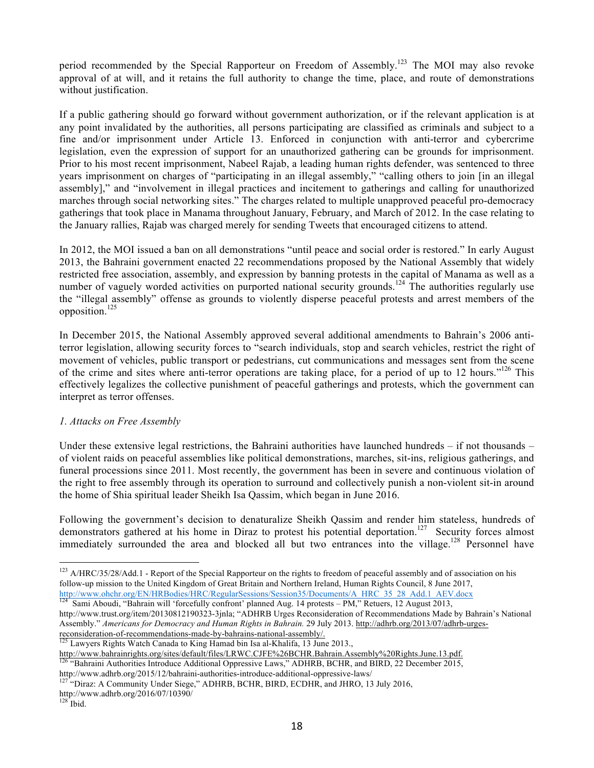period recommended by the Special Rapporteur on Freedom of Assembly.[123] The MOI may also revoke approval of at will, and it retains the full authority to change the time, place, and route of demonstrations without justification.

If a public gathering should go forward without government authorization, or if the relevant application is at any point invalidated by the authorities, all persons participating are classified as criminals and subject to a fine and/or imprisonment under Article 13. Enforced in conjunction with anti-terror and cybercrime legislation, even the expression of support for an unauthorized gathering can be grounds for imprisonment. Prior to his most recent imprisonment, Nabeel Rajab, a leading human rights defender, was sentenced to three years imprisonment on charges of "participating in an illegal assembly," "calling others to join [in an illegal assembly]," and "involvement in illegal practices and incitement to gatherings and calling for unauthorized marches through social networking sites." The charges related to multiple unapproved peaceful pro-democracy gatherings that took place in Manama throughout January, February, and March of 2012. In the case relating to the January rallies, Rajab was charged merely for sending Tweets that encouraged citizens to attend.

In 2012, the MOI issued a ban on all demonstrations "until peace and social order is restored." In early August 2013, the Bahraini government enacted 22 recommendations proposed by the National Assembly that widely restricted free association, assembly, and expression by banning protests in the capital of Manama as well as a number of vaguely worded activities on purported national security grounds.[124] The authorities regularly use the "illegal assembly" offense as grounds to violently disperse peaceful protests and arrest members of the opposition.[125]

In December 2015, the National Assembly approved several additional amendments to Bahrain's 2006 anti-terror legislation, allowing security forces to "search individuals, stop and search vehicles, restrict the right of movement of vehicles, public transport or pedestrians, cut communications and messages sent from the scene of the crime and sites where anti-terror operations are taking place, for a period of up to 12 hours."[126] This effectively legalizes the collective punishment of peaceful gatherings and protests, which the government can interpret as terror offenses.

*1. Attacks on Free Assembly*

Under these extensive legal restrictions, the Bahraini authorities have launched hundreds – if not thousands – of violent raids on peaceful assemblies like political demonstrations, marches, sit-ins, religious gatherings, and funeral processions since 2011. Most recently, the government has been in severe and continuous violation of the right to free assembly through its operation to surround and collectively punish a non-violent sit-in around the home of Shia spiritual leader Sheikh Isa Qassim, which began in June 2016.

Following the government's decision to denaturalize Sheikh Qassim and render him stateless, hundreds of demonstrators gathered at his home in Diraz to protest his potential deportation.[127] Security forces almost immediately surrounded the area and blocked all but two entrances into the village.[128] Personnel have

---

[123] A/HRC/35/28/Add.1 - Report of the Special Rapporteur on the rights to freedom of peaceful assembly and of association on his follow-up mission to the United Kingdom of Great Britain and Northern Ireland, Human Rights Council, 8 June 2017, http://www.ohchr.org/EN/HRBodies/HRC/RegularSessions/Session35/Documents/A_HRC_35_28_Add.1_AEV.docx

[124] Sami Aboudi, "Bahrain will 'forcefully confront' planned Aug. 14 protests – PM," Retuers, 12 August 2013, http://www.trust.org/item/20130812190323-3jnla; "ADHRB Urges Reconsideration of Recommendations Made by Bahrain's National Assembly." *Americans for Democracy and Human Rights in Bahrain.* 29 July 2013. http://adhrb.org/2013/07/adhrb-urges-reconsideration-of-recommendations-made-by-bahrains-national-assembly/.

[125] Lawyers Rights Watch Canada to King Hamad bin Isa al-Khalifa, 13 June 2013., http://www.bahrainrights.org/sites/default/files/LRWC.CJFE%26BCHR.Bahrain.Assembly%20Rights.June.13.pdf.

[126] "Bahraini Authorities Introduce Additional Oppressive Laws," ADHRB, BCHR, and BIRD, 22 December 2015, http://www.adhrb.org/2015/12/bahraini-authorities-introduce-additional-oppressive-laws/

[127] "Diraz: A Community Under Siege," ADHRB, BCHR, BIRD, ECDHR, and JHRO, 13 July 2016, http://www.adhrb.org/2016/07/10390/

[128] Ibid.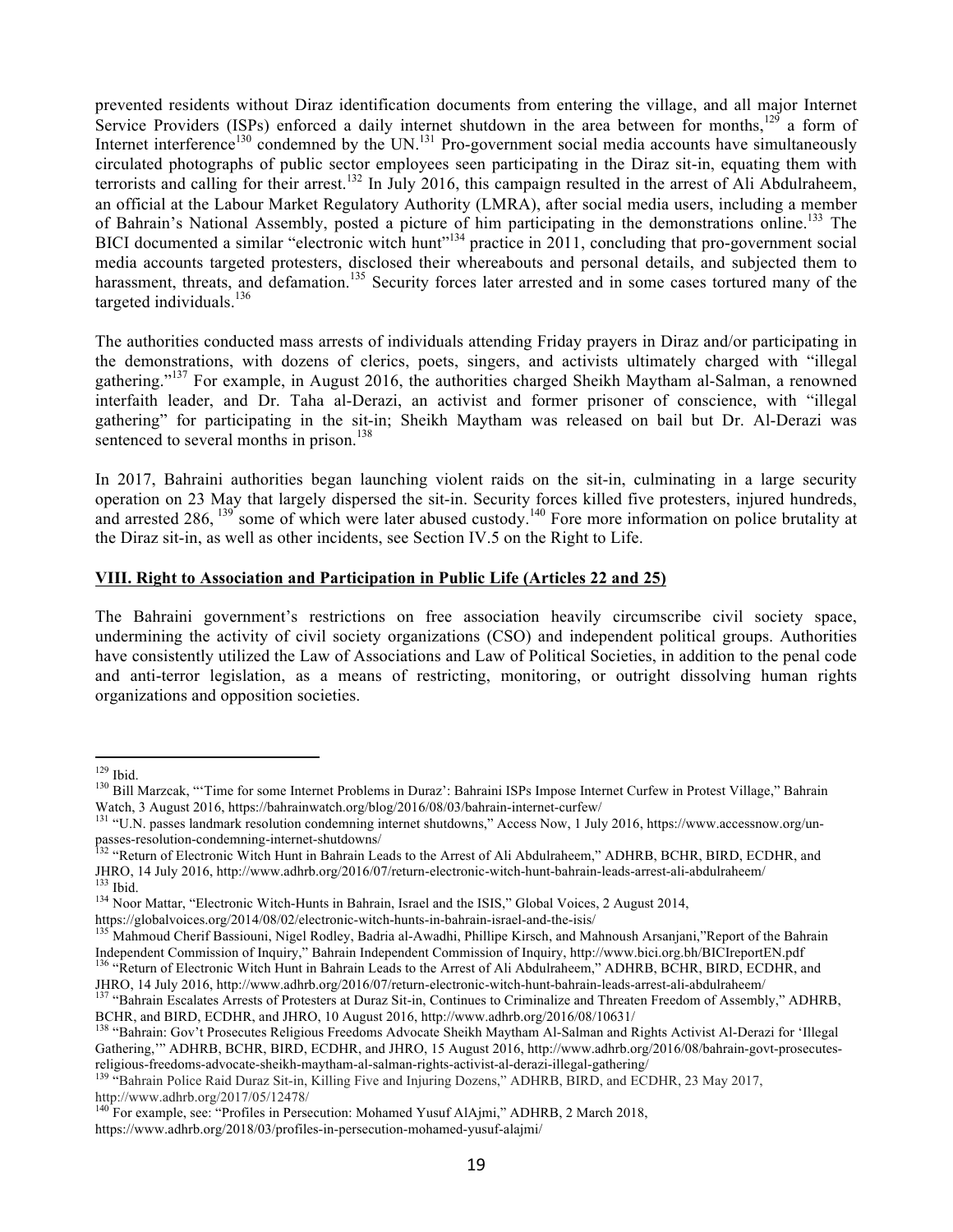prevented residents without Diraz identification documents from entering the village, and all major Internet Service Providers (ISPs) enforced a daily internet shutdown in the area between for months,[129] a form of Internet interference[130] condemned by the UN.[131] Pro-government social media accounts have simultaneously circulated photographs of public sector employees seen participating in the Diraz sit-in, equating them with terrorists and calling for their arrest.[132] In July 2016, this campaign resulted in the arrest of Ali Abdulraheem, an official at the Labour Market Regulatory Authority (LMRA), after social media users, including a member of Bahrain's National Assembly, posted a picture of him participating in the demonstrations online.[133] The BICI documented a similar "electronic witch hunt"[134] practice in 2011, concluding that pro-government social media accounts targeted protesters, disclosed their whereabouts and personal details, and subjected them to harassment, threats, and defamation.[135] Security forces later arrested and in some cases tortured many of the targeted individuals.[136]

The authorities conducted mass arrests of individuals attending Friday prayers in Diraz and/or participating in the demonstrations, with dozens of clerics, poets, singers, and activists ultimately charged with "illegal gathering."[137] For example, in August 2016, the authorities charged Sheikh Maytham al-Salman, a renowned interfaith leader, and Dr. Taha al-Derazi, an activist and former prisoner of conscience, with "illegal gathering" for participating in the sit-in; Sheikh Maytham was released on bail but Dr. Al-Derazi was sentenced to several months in prison.[138]

In 2017, Bahraini authorities began launching violent raids on the sit-in, culminating in a large security operation on 23 May that largely dispersed the sit-in. Security forces killed five protesters, injured hundreds, and arrested 286, [139] some of which were later abused custody.[140] Fore more information on police brutality at the Diraz sit-in, as well as other incidents, see Section IV.5 on the Right to Life.

## VIII. Right to Association and Participation in Public Life (Articles 22 and 25)

The Bahraini government's restrictions on free association heavily circumscribe civil society space, undermining the activity of civil society organizations (CSO) and independent political groups. Authorities have consistently utilized the Law of Associations and Law of Political Societies, in addition to the penal code and anti-terror legislation, as a means of restricting, monitoring, or outright dissolving human rights organizations and opposition societies.

---

[129] Ibid.

[130] Bill Marzcak, "'Time for some Internet Problems in Duraz': Bahraini ISPs Impose Internet Curfew in Protest Village," Bahrain Watch, 3 August 2016, https://bahrainwatch.org/blog/2016/08/03/bahrain-internet-curfew/

[131] "U.N. passes landmark resolution condemning internet shutdowns," Access Now, 1 July 2016, https://www.accessnow.org/un-passes-resolution-condemning-internet-shutdowns/

[132] "Return of Electronic Witch Hunt in Bahrain Leads to the Arrest of Ali Abdulraheem," ADHRB, BCHR, BIRD, ECDHR, and JHRO, 14 July 2016, http://www.adhrb.org/2016/07/return-electronic-witch-hunt-bahrain-leads-arrest-ali-abdulraheem/

[133] Ibid.

[134] Noor Mattar, "Electronic Witch-Hunts in Bahrain, Israel and the ISIS," Global Voices, 2 August 2014, https://globalvoices.org/2014/08/02/electronic-witch-hunts-in-bahrain-israel-and-the-isis/

[135] Mahmoud Cherif Bassiouni, Nigel Rodley, Badria al-Awadhi, Phillipe Kirsch, and Mahnoush Arsanjani,"Report of the Bahrain Independent Commission of Inquiry," Bahrain Independent Commission of Inquiry, http://www.bici.org.bh/BICIreportEN.pdf

[136] "Return of Electronic Witch Hunt in Bahrain Leads to the Arrest of Ali Abdulraheem," ADHRB, BCHR, BIRD, ECDHR, and JHRO, 14 July 2016, http://www.adhrb.org/2016/07/return-electronic-witch-hunt-bahrain-leads-arrest-ali-abdulraheem/

[137] "Bahrain Escalates Arrests of Protesters at Duraz Sit-in, Continues to Criminalize and Threaten Freedom of Assembly," ADHRB, BCHR, and BIRD, ECDHR, and JHRO, 10 August 2016, http://www.adhrb.org/2016/08/10631/

[138] "Bahrain: Gov't Prosecutes Religious Freedoms Advocate Sheikh Maytham Al-Salman and Rights Activist Al-Derazi for 'Illegal Gathering,'" ADHRB, BCHR, BIRD, ECDHR, and JHRO, 15 August 2016, http://www.adhrb.org/2016/08/bahrain-govt-prosecutes-religious-freedoms-advocate-sheikh-maytham-al-salman-rights-activist-al-derazi-illegal-gathering/

[139] "Bahrain Police Raid Duraz Sit-in, Killing Five and Injuring Dozens," ADHRB, BIRD, and ECDHR, 23 May 2017, http://www.adhrb.org/2017/05/12478/

[140] For example, see: "Profiles in Persecution: Mohamed Yusuf AlAjmi," ADHRB, 2 March 2018, https://www.adhrb.org/2018/03/profiles-in-persecution-mohamed-yusuf-alajmi/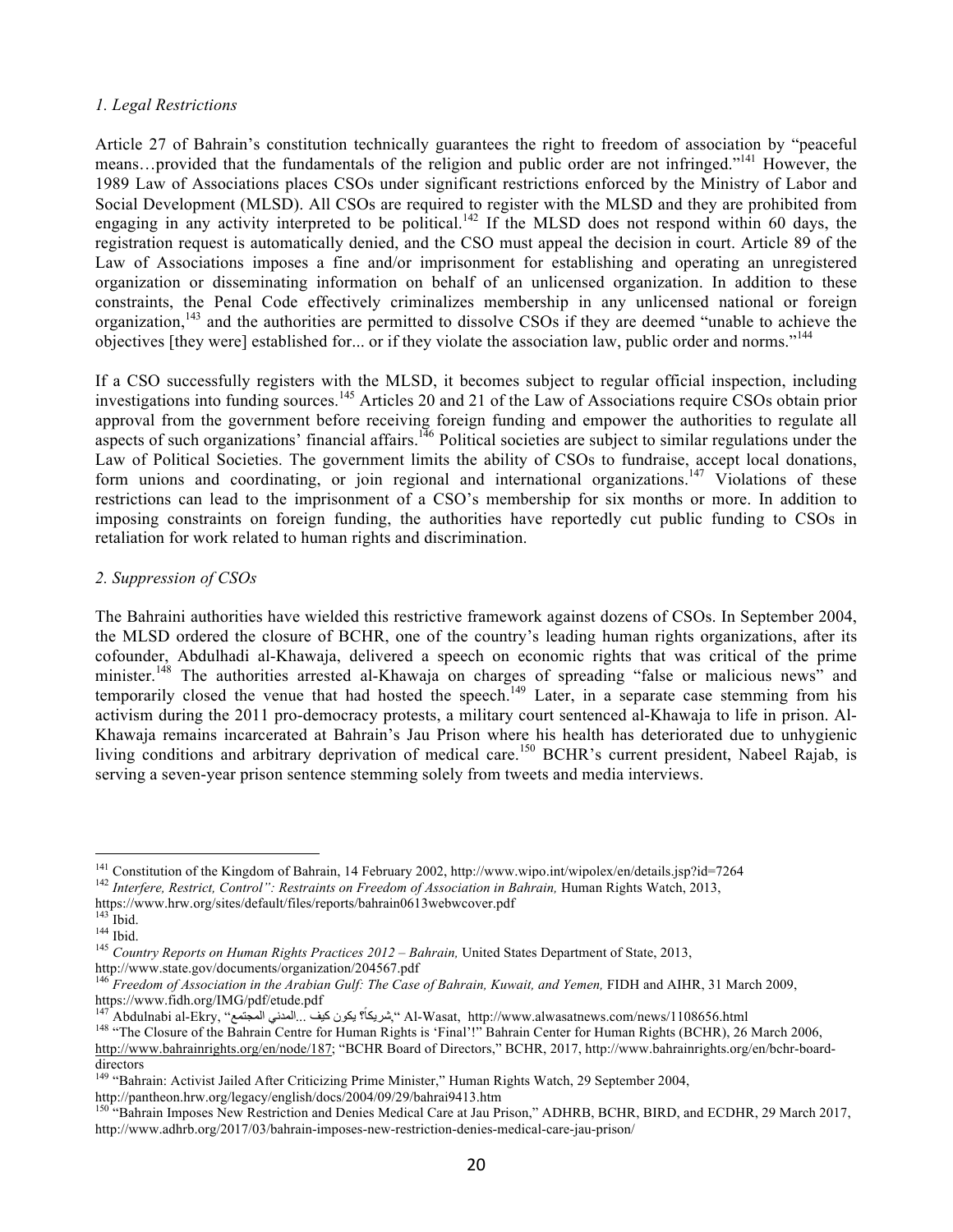*1. Legal Restrictions*

Article 27 of Bahrain's constitution technically guarantees the right to freedom of association by "peaceful means…provided that the fundamentals of the religion and public order are not infringed."[141] However, the 1989 Law of Associations places CSOs under significant restrictions enforced by the Ministry of Labor and Social Development (MLSD). All CSOs are required to register with the MLSD and they are prohibited from engaging in any activity interpreted to be political.[142] If the MLSD does not respond within 60 days, the registration request is automatically denied, and the CSO must appeal the decision in court. Article 89 of the Law of Associations imposes a fine and/or imprisonment for establishing and operating an unregistered organization or disseminating information on behalf of an unlicensed organization. In addition to these constraints, the Penal Code effectively criminalizes membership in any unlicensed national or foreign organization,[143] and the authorities are permitted to dissolve CSOs if they are deemed "unable to achieve the objectives [they were] established for... or if they violate the association law, public order and norms."[144]

If a CSO successfully registers with the MLSD, it becomes subject to regular official inspection, including investigations into funding sources.[145] Articles 20 and 21 of the Law of Associations require CSOs obtain prior approval from the government before receiving foreign funding and empower the authorities to regulate all aspects of such organizations' financial affairs.[146] Political societies are subject to similar regulations under the Law of Political Societies. The government limits the ability of CSOs to fundraise, accept local donations, form unions and coordinating, or join regional and international organizations.[147] Violations of these restrictions can lead to the imprisonment of a CSO's membership for six months or more. In addition to imposing constraints on foreign funding, the authorities have reportedly cut public funding to CSOs in retaliation for work related to human rights and discrimination.

*2. Suppression of CSOs*

The Bahraini authorities have wielded this restrictive framework against dozens of CSOs. In September 2004, the MLSD ordered the closure of BCHR, one of the country's leading human rights organizations, after its cofounder, Abdulhadi al-Khawaja, delivered a speech on economic rights that was critical of the prime minister.[148] The authorities arrested al-Khawaja on charges of spreading "false or malicious news" and temporarily closed the venue that had hosted the speech.[149] Later, in a separate case stemming from his activism during the 2011 pro-democracy protests, a military court sentenced al-Khawaja to life in prison. Al-Khawaja remains incarcerated at Bahrain's Jau Prison where his health has deteriorated due to unhygienic living conditions and arbitrary deprivation of medical care.[150] BCHR's current president, Nabeel Rajab, is serving a seven-year prison sentence stemming solely from tweets and media interviews.

---

[141] Constitution of the Kingdom of Bahrain, 14 February 2002, http://www.wipo.int/wipolex/en/details.jsp?id=7264

[142] *Interfere, Restrict, Control": Restraints on Freedom of Association in Bahrain,* Human Rights Watch, 2013, https://www.hrw.org/sites/default/files/reports/bahrain0613webwcover.pdf

[143] Ibid.

[144] Ibid.

[145] *Country Reports on Human Rights Practices 2012 – Bahrain,* United States Department of State, 2013, http://www.state.gov/documents/organization/204567.pdf

[146] *Freedom of Association in the Arabian Gulf: The Case of Bahrain, Kuwait, and Yemen,* FIDH and AIHR, 31 March 2009, https://www.fidh.org/IMG/pdf/etude.pdf

[147] Abdulnabi al-Ekry, "شريكاً؟ يكون كيف ...المدني المجتمع," Al-Wasat, http://www.alwasatnews.com/news/1108656.html

[148] "The Closure of the Bahrain Centre for Human Rights is 'Final'!" Bahrain Center for Human Rights (BCHR), 26 March 2006, http://www.bahrainrights.org/en/node/187; "BCHR Board of Directors," BCHR, 2017, http://www.bahrainrights.org/en/bchr-board-directors

[149] "Bahrain: Activist Jailed After Criticizing Prime Minister," Human Rights Watch, 29 September 2004, http://pantheon.hrw.org/legacy/english/docs/2004/09/29/bahrai9413.htm

[150] "Bahrain Imposes New Restriction and Denies Medical Care at Jau Prison," ADHRB, BCHR, BIRD, and ECDHR, 29 March 2017, http://www.adhrb.org/2017/03/bahrain-imposes-new-restriction-denies-medical-care-jau-prison/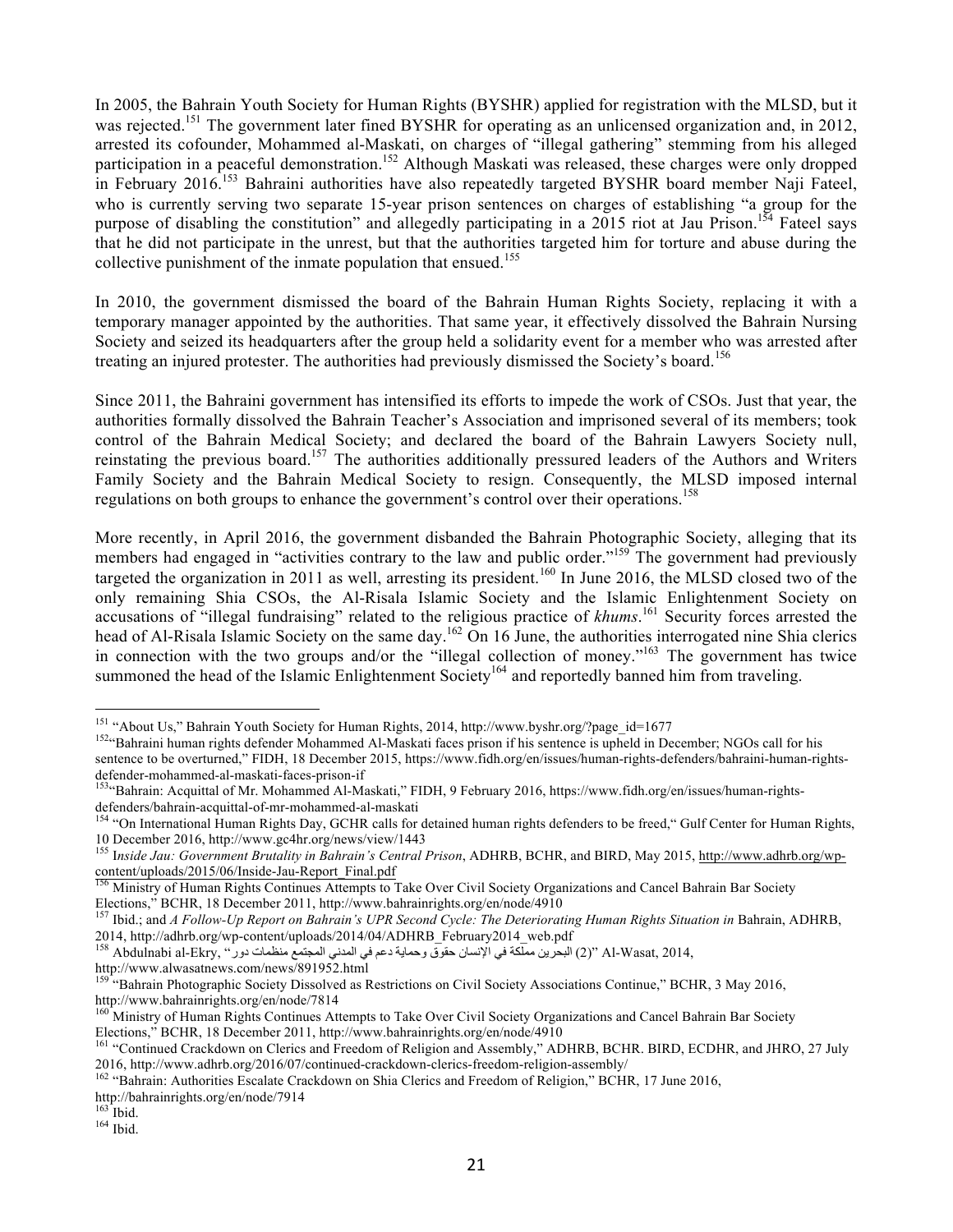In 2005, the Bahrain Youth Society for Human Rights (BYSHR) applied for registration with the MLSD, but it was rejected.[151] The government later fined BYSHR for operating as an unlicensed organization and, in 2012, arrested its cofounder, Mohammed al-Maskati, on charges of "illegal gathering" stemming from his alleged participation in a peaceful demonstration.[152] Although Maskati was released, these charges were only dropped in February 2016.[153] Bahraini authorities have also repeatedly targeted BYSHR board member Naji Fateel, who is currently serving two separate 15-year prison sentences on charges of establishing "a group for the purpose of disabling the constitution" and allegedly participating in a 2015 riot at Jau Prison.[154] Fateel says that he did not participate in the unrest, but that the authorities targeted him for torture and abuse during the collective punishment of the inmate population that ensued.[155]

In 2010, the government dismissed the board of the Bahrain Human Rights Society, replacing it with a temporary manager appointed by the authorities. That same year, it effectively dissolved the Bahrain Nursing Society and seized its headquarters after the group held a solidarity event for a member who was arrested after treating an injured protester. The authorities had previously dismissed the Society's board.[156]

Since 2011, the Bahraini government has intensified its efforts to impede the work of CSOs. Just that year, the authorities formally dissolved the Bahrain Teacher's Association and imprisoned several of its members; took control of the Bahrain Medical Society; and declared the board of the Bahrain Lawyers Society null, reinstating the previous board.[157] The authorities additionally pressured leaders of the Authors and Writers Family Society and the Bahrain Medical Society to resign. Consequently, the MLSD imposed internal regulations on both groups to enhance the government's control over their operations.[158]

More recently, in April 2016, the government disbanded the Bahrain Photographic Society, alleging that its members had engaged in "activities contrary to the law and public order."[159] The government had previously targeted the organization in 2011 as well, arresting its president.[160] In June 2016, the MLSD closed two of the only remaining Shia CSOs, the Al-Risala Islamic Society and the Islamic Enlightenment Society on accusations of "illegal fundraising" related to the religious practice of *khums*.[161] Security forces arrested the head of Al-Risala Islamic Society on the same day.[162] On 16 June, the authorities interrogated nine Shia clerics in connection with the two groups and/or the "illegal collection of money."[163] The government has twice summoned the head of the Islamic Enlightenment Society[164] and reportedly banned him from traveling.

---

[151] "About Us," Bahrain Youth Society for Human Rights, 2014, http://www.byshr.org/?page_id=1677

[152] "Bahraini human rights defender Mohammed Al-Maskati faces prison if his sentence is upheld in December; NGOs call for his sentence to be overturned," FIDH, 18 December 2015, https://www.fidh.org/en/issues/human-rights-defenders/bahraini-human-rights-defender-mohammed-al-maskati-faces-prison-if

[153] "Bahrain: Acquittal of Mr. Mohammed Al-Maskati," FIDH, 9 February 2016, https://www.fidh.org/en/issues/human-rights-defenders/bahrain-acquittal-of-mr-mohammed-al-maskati

[154] "On International Human Rights Day, GCHR calls for detained human rights defenders to be freed," Gulf Center for Human Rights, 10 December 2016, http://www.gc4hr.org/news/view/1443

[155] *Inside Jau: Government Brutality in Bahrain's Central Prison*, ADHRB, BCHR, and BIRD, May 2015, http://www.adhrb.org/wp-content/uploads/2015/06/Inside-Jau-Report_Final.pdf

[156] Ministry of Human Rights Continues Attempts to Take Over Civil Society Organizations and Cancel Bahrain Bar Society Elections," BCHR, 18 December 2011, http://www.bahrainrights.org/en/node/4910

[157] Ibid.; and *A Follow-Up Report on Bahrain's UPR Second Cycle: The Deteriorating Human Rights Situation in* Bahrain, ADHRB, 2014, http://adhrb.org/wp-content/uploads/2014/04/ADHRB_February2014_web.pdf

[158] Abdulnabi al-Ekry, "البحرين مملكة في الإنسان حقوق وحماية دعم في المدني المجتمع منظمات دور (2)" Al-Wasat, 2014, http://www.alwasatnews.com/news/891952.html

[159] "Bahrain Photographic Society Dissolved as Restrictions on Civil Society Associations Continue," BCHR, 3 May 2016, http://www.bahrainrights.org/en/node/7814

[160] Ministry of Human Rights Continues Attempts to Take Over Civil Society Organizations and Cancel Bahrain Bar Society Elections," BCHR, 18 December 2011, http://www.bahrainrights.org/en/node/4910

[161] "Continued Crackdown on Clerics and Freedom of Religion and Assembly," ADHRB, BCHR. BIRD, ECDHR, and JHRO, 27 July 2016, http://www.adhrb.org/2016/07/continued-crackdown-clerics-freedom-religion-assembly/

[162] "Bahrain: Authorities Escalate Crackdown on Shia Clerics and Freedom of Religion," BCHR, 17 June 2016, http://bahrainrights.org/en/node/7914

[163] Ibid.

[164] Ibid.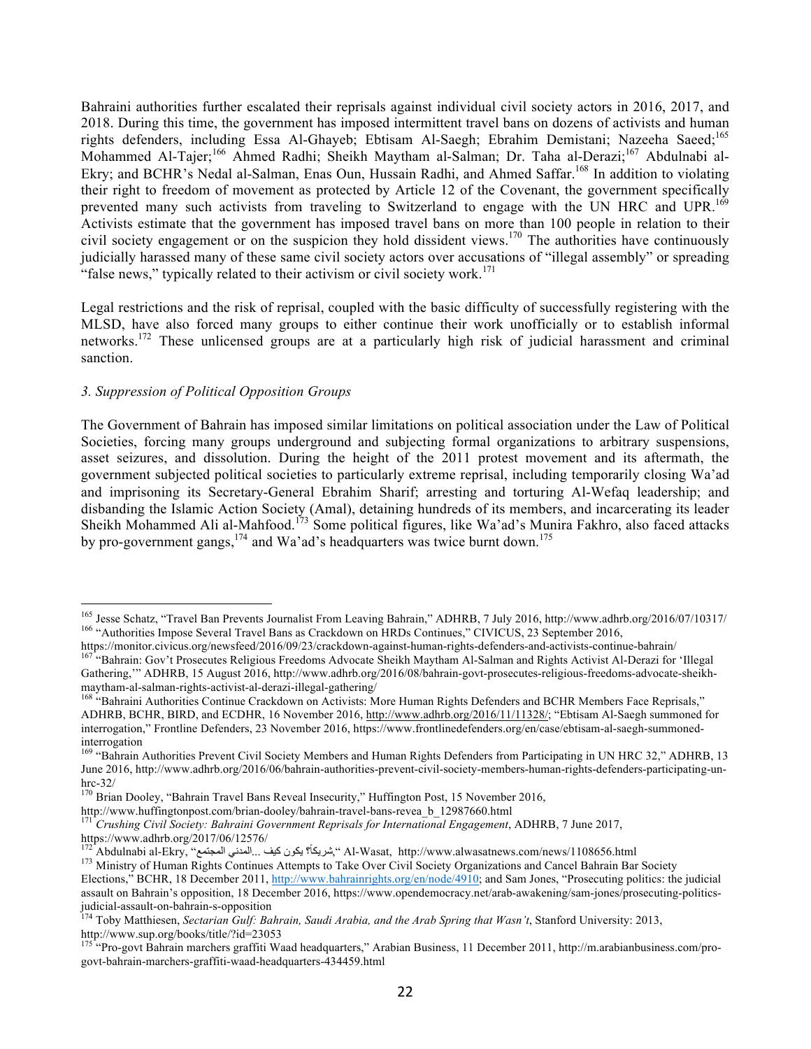Bahraini authorities further escalated their reprisals against individual civil society actors in 2016, 2017, and 2018. During this time, the government has imposed intermittent travel bans on dozens of activists and human rights defenders, including Essa Al-Ghayeb; Ebtisam Al-Saegh; Ebrahim Demistani; Nazeeha Saeed;[165] Mohammed Al-Tajer;[166] Ahmed Radhi; Sheikh Maytham al-Salman; Dr. Taha al-Derazi;[167] Abdulnabi al-Ekry; and BCHR's Nedal al-Salman, Enas Oun, Hussain Radhi, and Ahmed Saffar.[168] In addition to violating their right to freedom of movement as protected by Article 12 of the Covenant, the government specifically prevented many such activists from traveling to Switzerland to engage with the UN HRC and UPR.[169] Activists estimate that the government has imposed travel bans on more than 100 people in relation to their civil society engagement or on the suspicion they hold dissident views.[170] The authorities have continuously judicially harassed many of these same civil society actors over accusations of "illegal assembly" or spreading "false news," typically related to their activism or civil society work.[171]

Legal restrictions and the risk of reprisal, coupled with the basic difficulty of successfully registering with the MLSD, have also forced many groups to either continue their work unofficially or to establish informal networks.[172] These unlicensed groups are at a particularly high risk of judicial harassment and criminal sanction.

### *3. Suppression of Political Opposition Groups*

The Government of Bahrain has imposed similar limitations on political association under the Law of Political Societies, forcing many groups underground and subjecting formal organizations to arbitrary suspensions, asset seizures, and dissolution. During the height of the 2011 protest movement and its aftermath, the government subjected political societies to particularly extreme reprisal, including temporarily closing Wa'ad and imprisoning its Secretary-General Ebrahim Sharif; arresting and torturing Al-Wefaq leadership; and disbanding the Islamic Action Society (Amal), detaining hundreds of its members, and incarcerating its leader Sheikh Mohammed Ali al-Mahfood.[173] Some political figures, like Wa'ad's Munira Fakhro, also faced attacks by pro-government gangs,[174] and Wa'ad's headquarters was twice burnt down.[175]

---

[165] Jesse Schatz, "Travel Ban Prevents Journalist From Leaving Bahrain," ADHRB, 7 July 2016, http://www.adhrb.org/2016/07/10317/

[166] "Authorities Impose Several Travel Bans as Crackdown on HRDs Continues," CIVICUS, 23 September 2016, https://monitor.civicus.org/newsfeed/2016/09/23/crackdown-against-human-rights-defenders-and-activists-continue-bahrain/

[167] "Bahrain: Gov't Prosecutes Religious Freedoms Advocate Sheikh Maytham Al-Salman and Rights Activist Al-Derazi for 'Illegal Gathering,'" ADHRB, 15 August 2016, http://www.adhrb.org/2016/08/bahrain-govt-prosecutes-religious-freedoms-advocate-sheikh-maytham-al-salman-rights-activist-al-derazi-illegal-gathering/

[168] "Bahraini Authorities Continue Crackdown on Activists: More Human Rights Defenders and BCHR Members Face Reprisals," ADHRB, BCHR, BIRD, and ECDHR, 16 November 2016, http://www.adhrb.org/2016/11/11328/; "Ebtisam Al-Saegh summoned for interrogation," Frontline Defenders, 23 November 2016, https://www.frontlinedefenders.org/en/case/ebtisam-al-saegh-summoned-interrogation

[169] "Bahrain Authorities Prevent Civil Society Members and Human Rights Defenders from Participating in UN HRC 32," ADHRB, 13 June 2016, http://www.adhrb.org/2016/06/bahrain-authorities-prevent-civil-society-members-human-rights-defenders-participating-un-hrc-32/

[170] Brian Dooley, "Bahrain Travel Bans Reveal Insecurity," Huffington Post, 15 November 2016, http://www.huffingtonpost.com/brian-dooley/bahrain-travel-bans-revea_b_12987660.html

[171] *Crushing Civil Society: Bahraini Government Reprisals for International Engagement*, ADHRB, 7 June 2017, https://www.adhrb.org/2017/06/12576/

[172] Abdulnabi al-Ekry, "المجتمع المدني... كيف يكون شريكاً؟," Al-Wasat, http://www.alwasatnews.com/news/1108656.html

[173] Ministry of Human Rights Continues Attempts to Take Over Civil Society Organizations and Cancel Bahrain Bar Society Elections," BCHR, 18 December 2011, http://www.bahrainrights.org/en/node/4910; and Sam Jones, "Prosecuting politics: the judicial assault on Bahrain's opposition, 18 December 2016, https://www.opendemocracy.net/arab-awakening/sam-jones/prosecuting-politics-judicial-assault-on-bahrain-s-opposition

[174] Toby Matthiesen, *Sectarian Gulf: Bahrain, Saudi Arabia, and the Arab Spring that Wasn't*, Stanford University: 2013, http://www.sup.org/books/title/?id=23053

[175] "Pro-govt Bahrain marchers graffiti Waad headquarters," Arabian Business, 11 December 2011, http://m.arabianbusiness.com/pro-govt-bahrain-marchers-graffiti-waad-headquarters-434459.html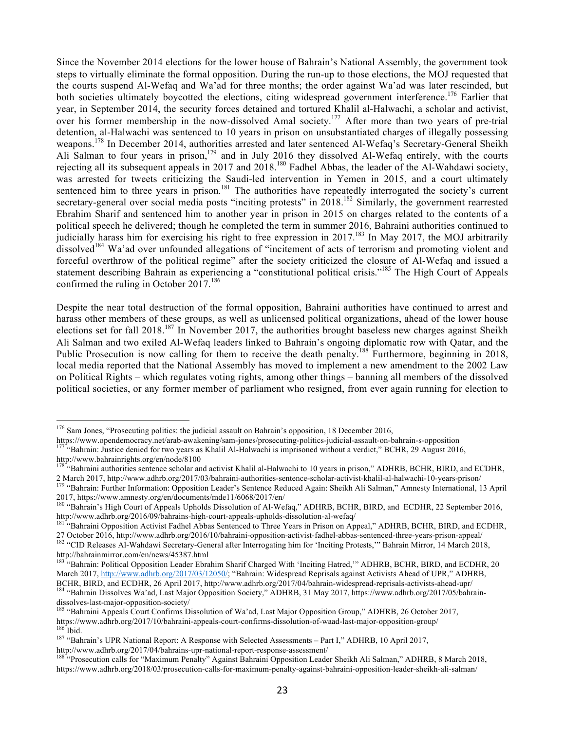Since the November 2014 elections for the lower house of Bahrain's National Assembly, the government took steps to virtually eliminate the formal opposition. During the run-up to those elections, the MOJ requested that the courts suspend Al-Wefaq and Wa'ad for three months; the order against Wa'ad was later rescinded, but both societies ultimately boycotted the elections, citing widespread government interference.[176] Earlier that year, in September 2014, the security forces detained and tortured Khalil al-Halwachi, a scholar and activist, over his former membership in the now-dissolved Amal society.[177] After more than two years of pre-trial detention, al-Halwachi was sentenced to 10 years in prison on unsubstantiated charges of illegally possessing weapons.[178] In December 2014, authorities arrested and later sentenced Al-Wefaq's Secretary-General Sheikh Ali Salman to four years in prison,[179] and in July 2016 they dissolved Al-Wefaq entirely, with the courts rejecting all its subsequent appeals in 2017 and 2018.[180] Fadhel Abbas, the leader of the Al-Wahdawi society, was arrested for tweets criticizing the Saudi-led intervention in Yemen in 2015, and a court ultimately sentenced him to three years in prison.[181] The authorities have repeatedly interrogated the society's current secretary-general over social media posts "inciting protests" in 2018.[182] Similarly, the government rearrested Ebrahim Sharif and sentenced him to another year in prison in 2015 on charges related to the contents of a political speech he delivered; though he completed the term in summer 2016, Bahraini authorities continued to judicially harass him for exercising his right to free expression in 2017.[183] In May 2017, the MOJ arbitrarily dissolved[184] Wa'ad over unfounded allegations of "incitement of acts of terrorism and promoting violent and forceful overthrow of the political regime" after the society criticized the closure of Al-Wefaq and issued a statement describing Bahrain as experiencing a "constitutional political crisis."[185] The High Court of Appeals confirmed the ruling in October 2017.[186]

Despite the near total destruction of the formal opposition, Bahraini authorities have continued to arrest and harass other members of these groups, as well as unlicensed political organizations, ahead of the lower house elections set for fall 2018.[187] In November 2017, the authorities brought baseless new charges against Sheikh Ali Salman and two exiled Al-Wefaq leaders linked to Bahrain's ongoing diplomatic row with Qatar, and the Public Prosecution is now calling for them to receive the death penalty.[188] Furthermore, beginning in 2018, local media reported that the National Assembly has moved to implement a new amendment to the 2002 Law on Political Rights – which regulates voting rights, among other things – banning all members of the dissolved political societies, or any former member of parliament who resigned, from ever again running for election to

---

[176] Sam Jones, "Prosecuting politics: the judicial assault on Bahrain's opposition, 18 December 2016, https://www.opendemocracy.net/arab-awakening/sam-jones/prosecuting-politics-judicial-assault-on-bahrain-s-opposition

[177] "Bahrain: Justice denied for two years as Khalil Al-Halwachi is imprisoned without a verdict," BCHR, 29 August 2016, http://www.bahrainrights.org/en/node/8100

[178] "Bahraini authorities sentence scholar and activist Khalil al-Halwachi to 10 years in prison," ADHRB, BCHR, BIRD, and ECDHR, 2 March 2017, http://www.adhrb.org/2017/03/bahraini-authorities-sentence-scholar-activist-khalil-al-halwachi-10-years-prison/

[179] "Bahrain: Further Information: Opposition Leader's Sentence Reduced Again: Sheikh Ali Salman," Amnesty International, 13 April 2017, https://www.amnesty.org/en/documents/mde11/6068/2017/en/

[180] "Bahrain's High Court of Appeals Upholds Dissolution of Al-Wefaq," ADHRB, BCHR, BIRD, and ECDHR, 22 September 2016, http://www.adhrb.org/2016/09/bahrains-high-court-appeals-upholds-dissolution-al-wefaq/

[181] "Bahraini Opposition Activist Fadhel Abbas Sentenced to Three Years in Prison on Appeal," ADHRB, BCHR, BIRD, and ECDHR, 27 October 2016, http://www.adhrb.org/2016/10/bahraini-opposition-activist-fadhel-abbas-sentenced-three-years-prison-appeal/

[182] "CID Releases Al-Wahdawi Secretary-General after Interrogating him for 'Inciting Protests,'" Bahrain Mirror, 14 March 2018, http://bahrainmirror.com/en/news/45387.html

[183] "Bahrain: Political Opposition Leader Ebrahim Sharif Charged With 'Inciting Hatred,'" ADHRB, BCHR, BIRD, and ECDHR, 20 March 2017, http://www.adhrb.org/2017/03/12050/; "Bahrain: Widespread Reprisals against Activists Ahead of UPR," ADHRB, BCHR, BIRD, and ECDHR, 26 April 2017, http://www.adhrb.org/2017/04/bahrain-widespread-reprisals-activists-ahead-upr/

[184] "Bahrain Dissolves Wa'ad, Last Major Opposition Society," ADHRB, 31 May 2017, https://www.adhrb.org/2017/05/bahrain-dissolves-last-major-opposition-society/

[185] "Bahraini Appeals Court Confirms Dissolution of Wa'ad, Last Major Opposition Group," ADHRB, 26 October 2017, https://www.adhrb.org/2017/10/bahraini-appeals-court-confirms-dissolution-of-waad-last-major-opposition-group/

[186] Ibid.

[187] "Bahrain's UPR National Report: A Response with Selected Assessments – Part I," ADHRB, 10 April 2017, http://www.adhrb.org/2017/04/bahrains-upr-national-report-response-assessment/

[188] "Prosecution calls for "Maximum Penalty" Against Bahraini Opposition Leader Sheikh Ali Salman," ADHRB, 8 March 2018, https://www.adhrb.org/2018/03/prosecution-calls-for-maximum-penalty-against-bahraini-opposition-leader-sheikh-ali-salman/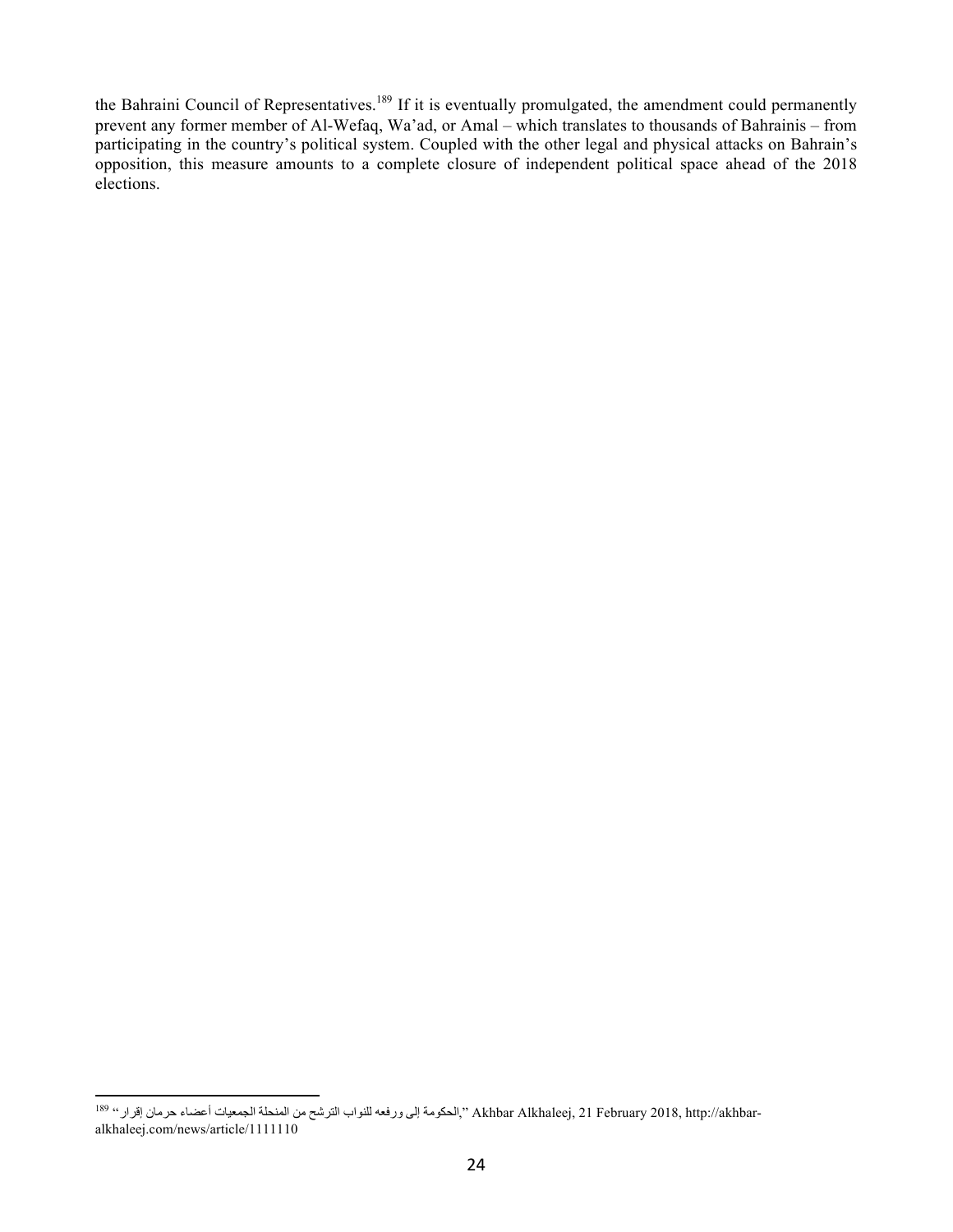the Bahraini Council of Representatives.[189] If it is eventually promulgated, the amendment could permanently prevent any former member of Al-Wefaq, Wa'ad, or Amal – which translates to thousands of Bahrainis – from participating in the country's political system. Coupled with the other legal and physical attacks on Bahrain's opposition, this measure amounts to a complete closure of independent political space ahead of the 2018 elections.

---

[189] "إقرار حرمان أعضاء الجمعيات المنحلة من الترشح للنواب ورفعه إلى الحكومة," Akhbar Alkhaleej, 21 February 2018, http://akhbar-alkhaleej.com/news/article/1111110